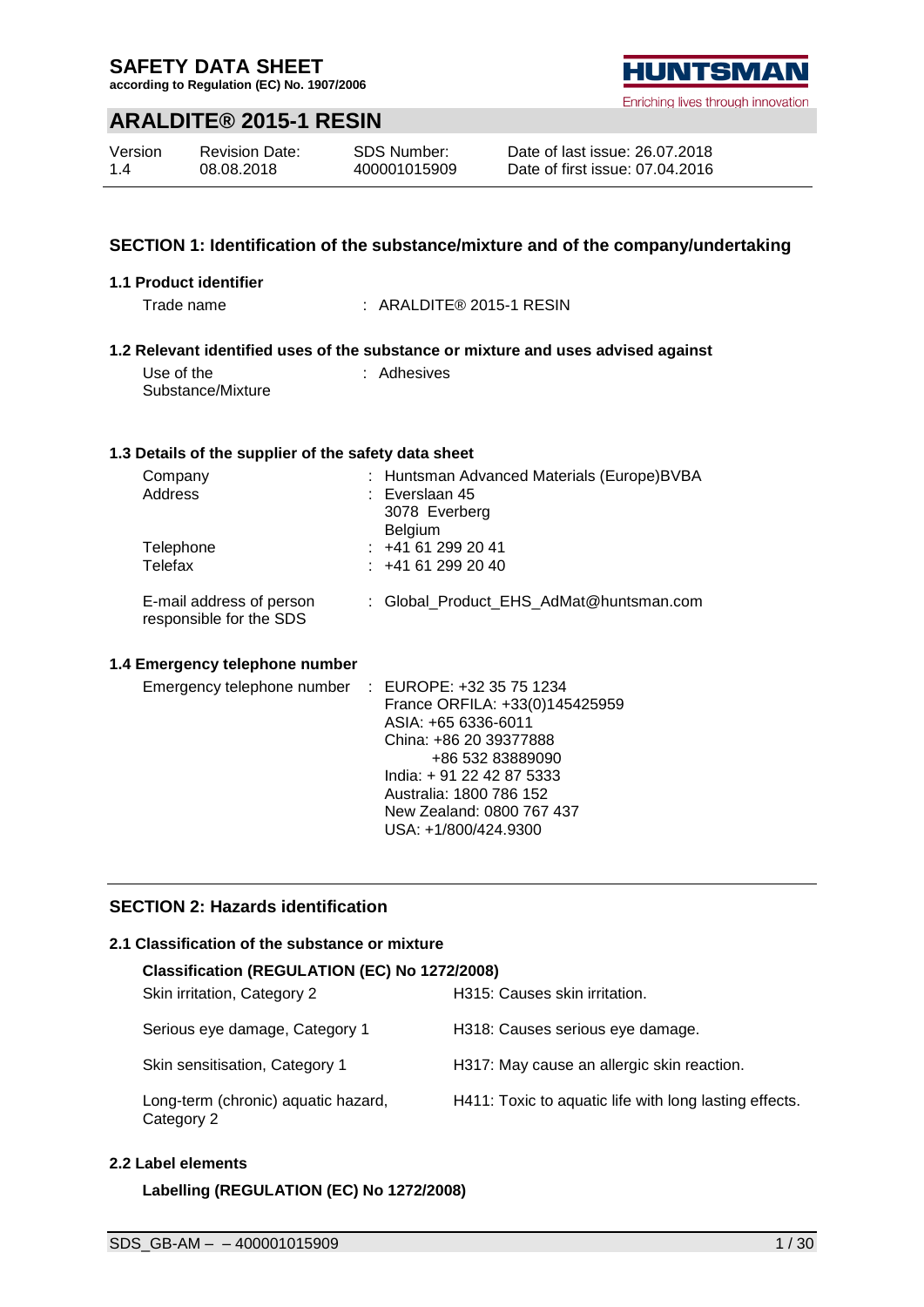# SAFETY DATA SHEET

**according to Regulation (EC) No. 1907/2006**

## ARALDITE® 2015-1 RESIN

| Version | Revision Date: | SDS Number: | Date of last issue: 26.07.2018 |
|---|---|---|---|
| 1.4 | 08.08.2018 | 400001015909 | Date of first issue: 07.04.2016 |

## SECTION 1: Identification of the substance/mixture and of the company/undertaking

### 1.1 Product identifier

Trade name : ARALDITE® 2015-1 RESIN

### 1.2 Relevant identified uses of the substance or mixture and uses advised against

Use of the Substance/Mixture : Adhesives

### 1.3 Details of the supplier of the safety data sheet

Company : Huntsman Advanced Materials (Europe)BVBA

Address : Everslaan 45
3078 Everberg
Belgium

Telephone : +41 61 299 20 41

Telefax : +41 61 299 20 40

E-mail address of person responsible for the SDS : Global_Product_EHS_AdMat@huntsman.com

### 1.4 Emergency telephone number

Emergency telephone number : EUROPE: +32 35 75 1234
France ORFILA: +33(0)145425959
ASIA: +65 6336-6011
China: +86 20 39377888
+86 532 83889090
India: + 91 22 42 87 5333
Australia: 1800 786 152
New Zealand: 0800 767 437
USA: +1/800/424.9300

## SECTION 2: Hazards identification

### 2.1 Classification of the substance or mixture

**Classification (REGULATION (EC) No 1272/2008)**

| | |
|---|---|
| Skin irritation, Category 2 | H315: Causes skin irritation. |
| Serious eye damage, Category 1 | H318: Causes serious eye damage. |
| Skin sensitisation, Category 1 | H317: May cause an allergic skin reaction. |
| Long-term (chronic) aquatic hazard, Category 2 | H411: Toxic to aquatic life with long lasting effects. |

### 2.2 Label elements

**Labelling (REGULATION (EC) No 1272/2008)**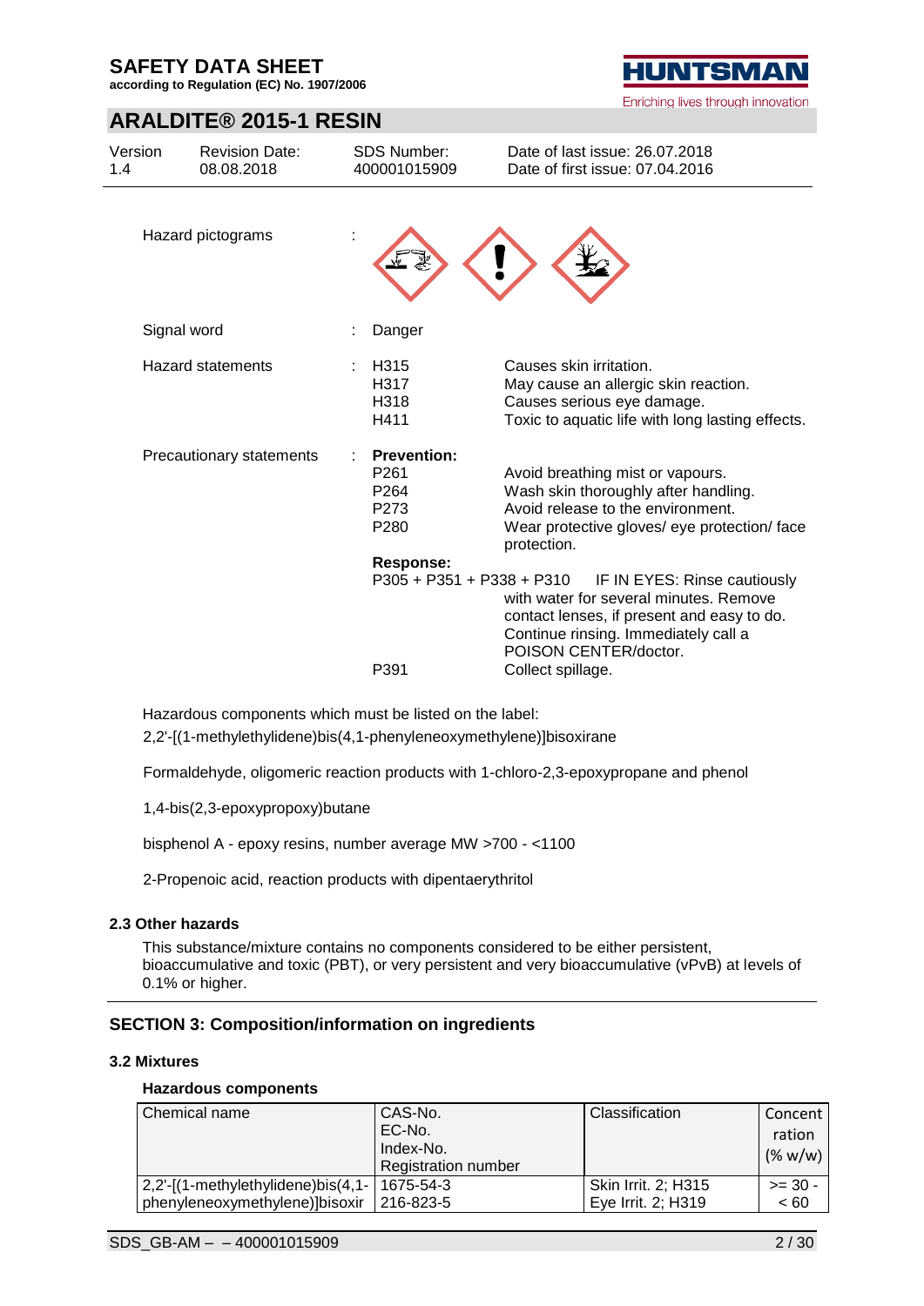Hazard pictograms :

Signal word : Danger

Hazard statements : H315 Causes skin irritation.
H317 May cause an allergic skin reaction.
H318 Causes serious eye damage.
H411 Toxic to aquatic life with long lasting effects.

Precautionary statements : **Prevention:**
P261 Avoid breathing mist or vapours.
P264 Wash skin thoroughly after handling.
P273 Avoid release to the environment.
P280 Wear protective gloves/ eye protection/ face protection.

**Response:**
P305 + P351 + P338 + P310 IF IN EYES: Rinse cautiously with water for several minutes. Remove contact lenses, if present and easy to do. Continue rinsing. Immediately call a POISON CENTER/doctor.
P391 Collect spillage.

Hazardous components which must be listed on the label:
2,2'-[(1-methylethylidene)bis(4,1-phenyleneoxymethylene)]bisoxirane

Formaldehyde, oligomeric reaction products with 1-chloro-2,3-epoxypropane and phenol

1,4-bis(2,3-epoxypropoxy)butane

bisphenol A - epoxy resins, number average MW >700 - <1100

2-Propenoic acid, reaction products with dipentaerythritol

### 2.3 Other hazards

This substance/mixture contains no components considered to be either persistent, bioaccumulative and toxic (PBT), or very persistent and very bioaccumulative (vPvB) at levels of 0.1% or higher.

## SECTION 3: Composition/information on ingredients

### 3.2 Mixtures

**Hazardous components**

| Chemical name | CAS-No.<br>EC-No.<br>Index-No.<br>Registration number | Classification | Concentration (% w/w) |
|---|---|---|---|
| 2,2'-[(1-methylethylidene)bis(4,1-phenyleneoxymethylene)]bisoxir | 1675-54-3<br>216-823-5 | Skin Irrit. 2; H315<br>Eye Irrit. 2; H319 | >= 30 - < 60 |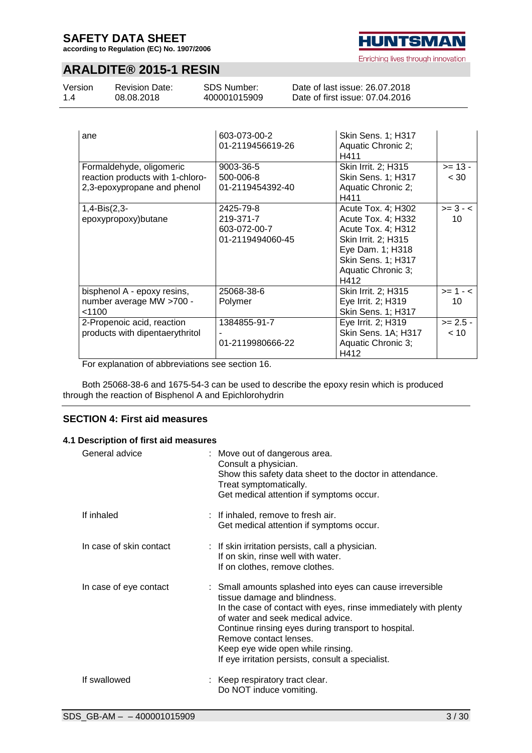| | | | |
|---|---|---|---|
| ane | 603-073-00-2<br>01-2119456619-26 | Skin Sens. 1; H317<br>Aquatic Chronic 2; H411 | |
| Formaldehyde, oligomeric reaction products with 1-chloro-2,3-epoxypropane and phenol | 9003-36-5<br>500-006-8<br>01-2119454392-40 | Skin Irrit. 2; H315<br>Skin Sens. 1; H317<br>Aquatic Chronic 2; H411 | >= 13 - < 30 |
| 1,4-Bis(2,3-epoxypropoxy)butane | 2425-79-8<br>219-371-7<br>603-072-00-7<br>01-2119494060-45 | Acute Tox. 4; H302<br>Acute Tox. 4; H332<br>Acute Tox. 4; H312<br>Skin Irrit. 2; H315<br>Eye Dam. 1; H318<br>Skin Sens. 1; H317<br>Aquatic Chronic 3; H412 | >= 3 - < 10 |
| bisphenol A - epoxy resins, number average MW >700 - <1100 | 25068-38-6<br>Polymer | Skin Irrit. 2; H315<br>Eye Irrit. 2; H319<br>Skin Sens. 1; H317 | >= 1 - < 10 |
| 2-Propenoic acid, reaction products with dipentaerythritol | 1384855-91-7<br>-<br>01-2119980666-22 | Eye Irrit. 2; H319<br>Skin Sens. 1A; H317<br>Aquatic Chronic 3; H412 | >= 2.5 - < 10 |

For explanation of abbreviations see section 16.

Both 25068-38-6 and 1675-54-3 can be used to describe the epoxy resin which is produced through the reaction of Bisphenol A and Epichlorohydrin

## SECTION 4: First aid measures

### 4.1 Description of first aid measures

General advice : Move out of dangerous area.
Consult a physician.
Show this safety data sheet to the doctor in attendance.
Treat symptomatically.
Get medical attention if symptoms occur.

If inhaled : If inhaled, remove to fresh air.
Get medical attention if symptoms occur.

In case of skin contact : If skin irritation persists, call a physician.
If on skin, rinse well with water.
If on clothes, remove clothes.

In case of eye contact : Small amounts splashed into eyes can cause irreversible tissue damage and blindness.
In the case of contact with eyes, rinse immediately with plenty of water and seek medical advice.
Continue rinsing eyes during transport to hospital.
Remove contact lenses.
Keep eye wide open while rinsing.
If eye irritation persists, consult a specialist.

If swallowed : Keep respiratory tract clear.
Do NOT induce vomiting.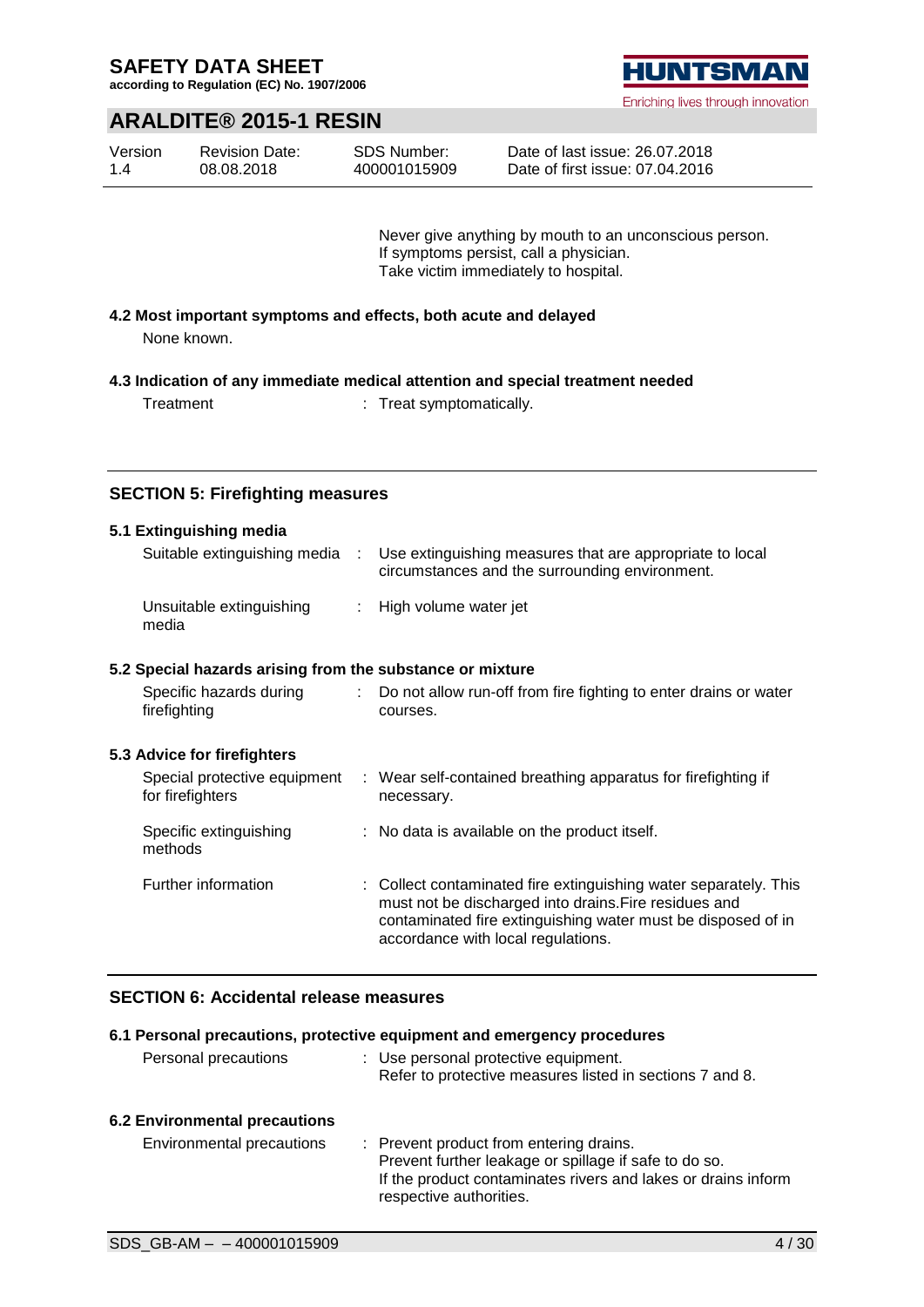Never give anything by mouth to an unconscious person.
If symptoms persist, call a physician.
Take victim immediately to hospital.

### 4.2 Most important symptoms and effects, both acute and delayed

None known.

### 4.3 Indication of any immediate medical attention and special treatment needed

| | |
|---|---|
| Treatment | : Treat symptomatically. |

## SECTION 5: Firefighting measures

### 5.1 Extinguishing media

| | |
|---|---|
| Suitable extinguishing media | : Use extinguishing measures that are appropriate to local circumstances and the surrounding environment. |
| Unsuitable extinguishing media | : High volume water jet |

### 5.2 Special hazards arising from the substance or mixture

| | |
|---|---|
| Specific hazards during firefighting | : Do not allow run-off from fire fighting to enter drains or water courses. |

### 5.3 Advice for firefighters

| | |
|---|---|
| Special protective equipment for firefighters | : Wear self-contained breathing apparatus for firefighting if necessary. |
| Specific extinguishing methods | : No data is available on the product itself. |
| Further information | : Collect contaminated fire extinguishing water separately. This must not be discharged into drains.Fire residues and contaminated fire extinguishing water must be disposed of in accordance with local regulations. |

## SECTION 6: Accidental release measures

### 6.1 Personal precautions, protective equipment and emergency procedures

| | |
|---|---|
| Personal precautions | : Use personal protective equipment. Refer to protective measures listed in sections 7 and 8. |

### 6.2 Environmental precautions

| | |
|---|---|
| Environmental precautions | : Prevent product from entering drains. Prevent further leakage or spillage if safe to do so. If the product contaminates rivers and lakes or drains inform respective authorities. |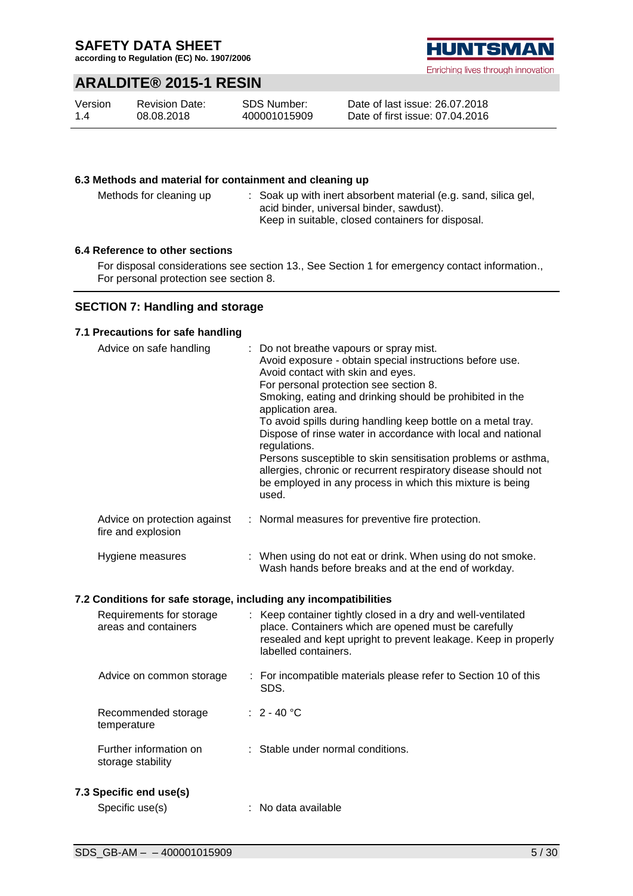### 6.3 Methods and material for containment and cleaning up

| | |
|---|---|
| Methods for cleaning up | : Soak up with inert absorbent material (e.g. sand, silica gel, acid binder, universal binder, sawdust).<br>Keep in suitable, closed containers for disposal. |

### 6.4 Reference to other sections

For disposal considerations see section 13., See Section 1 for emergency contact information., For personal protection see section 8.

## SECTION 7: Handling and storage

### 7.1 Precautions for safe handling

| | |
|---|---|
| Advice on safe handling | : Do not breathe vapours or spray mist.<br>Avoid exposure - obtain special instructions before use.<br>Avoid contact with skin and eyes.<br>For personal protection see section 8.<br>Smoking, eating and drinking should be prohibited in the application area.<br>To avoid spills during handling keep bottle on a metal tray.<br>Dispose of rinse water in accordance with local and national regulations.<br>Persons susceptible to skin sensitisation problems or asthma, allergies, chronic or recurrent respiratory disease should not be employed in any process in which this mixture is being used. |
| Advice on protection against fire and explosion | : Normal measures for preventive fire protection. |
| Hygiene measures | : When using do not eat or drink. When using do not smoke. Wash hands before breaks and at the end of workday. |

### 7.2 Conditions for safe storage, including any incompatibilities

| | |
|---|---|
| Requirements for storage areas and containers | : Keep container tightly closed in a dry and well-ventilated place. Containers which are opened must be carefully resealed and kept upright to prevent leakage. Keep in properly labelled containers. |
| Advice on common storage | : For incompatible materials please refer to Section 10 of this SDS. |
| Recommended storage temperature | : 2 - 40 °C |
| Further information on storage stability | : Stable under normal conditions. |

### 7.3 Specific end use(s)

| | |
|---|---|
| Specific use(s) | : No data available |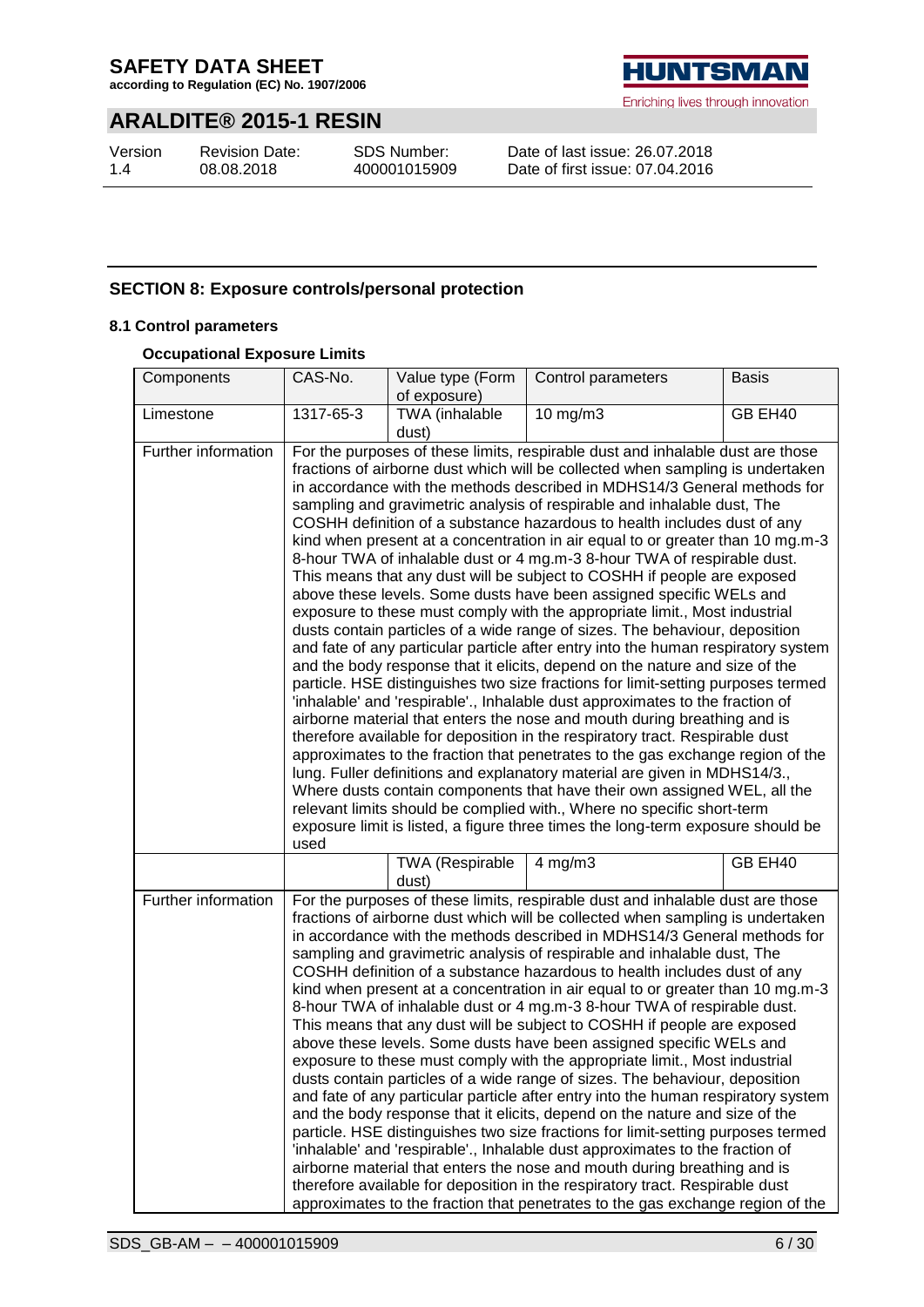## SECTION 8: Exposure controls/personal protection

### 8.1 Control parameters

#### Occupational Exposure Limits

| Components | CAS-No. | Value type (Form of exposure) | Control parameters | Basis |
|---|---|---|---|---|
| Limestone | 1317-65-3 | TWA (inhalable dust) | 10 mg/m3 | GB EH40 |
| Further information | For the purposes of these limits, respirable dust and inhalable dust are those fractions of airborne dust which will be collected when sampling is undertaken in accordance with the methods described in MDHS14/3 General methods for sampling and gravimetric analysis of respirable and inhalable dust, The COSHH definition of a substance hazardous to health includes dust of any kind when present at a concentration in air equal to or greater than 10 mg.m-3 8-hour TWA of inhalable dust or 4 mg.m-3 8-hour TWA of respirable dust. This means that any dust will be subject to COSHH if people are exposed above these levels. Some dusts have been assigned specific WELs and exposure to these must comply with the appropriate limit., Most industrial dusts contain particles of a wide range of sizes. The behaviour, deposition and fate of any particular particle after entry into the human respiratory system and the body response that it elicits, depend on the nature and size of the particle. HSE distinguishes two size fractions for limit-setting purposes termed 'inhalable' and 'respirable'., Inhalable dust approximates to the fraction of airborne material that enters the nose and mouth during breathing and is therefore available for deposition in the respiratory tract. Respirable dust approximates to the fraction that penetrates to the gas exchange region of the lung. Fuller definitions and explanatory material are given in MDHS14/3., Where dusts contain components that have their own assigned WEL, all the relevant limits should be complied with., Where no specific short-term exposure limit is listed, a figure three times the long-term exposure should be used | | | |
| | | TWA (Respirable dust) | 4 mg/m3 | GB EH40 |
| Further information | For the purposes of these limits, respirable dust and inhalable dust are those fractions of airborne dust which will be collected when sampling is undertaken in accordance with the methods described in MDHS14/3 General methods for sampling and gravimetric analysis of respirable and inhalable dust, The COSHH definition of a substance hazardous to health includes dust of any kind when present at a concentration in air equal to or greater than 10 mg.m-3 8-hour TWA of inhalable dust or 4 mg.m-3 8-hour TWA of respirable dust. This means that any dust will be subject to COSHH if people are exposed above these levels. Some dusts have been assigned specific WELs and exposure to these must comply with the appropriate limit., Most industrial dusts contain particles of a wide range of sizes. The behaviour, deposition and fate of any particular particle after entry into the human respiratory system and the body response that it elicits, depend on the nature and size of the particle. HSE distinguishes two size fractions for limit-setting purposes termed 'inhalable' and 'respirable'., Inhalable dust approximates to the fraction of airborne material that enters the nose and mouth during breathing and is therefore available for deposition in the respiratory tract. Respirable dust approximates to the fraction that penetrates to the gas exchange region of the | | | |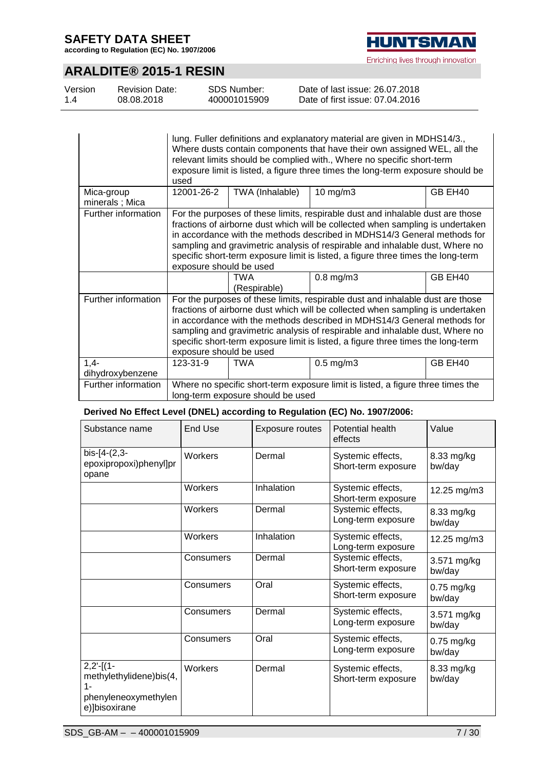| | | | | |
|---|---|---|---|---|
| | lung. Fuller definitions and explanatory material are given in MDHS14/3., Where dusts contain components that have their own assigned WEL, all the relevant limits should be complied with., Where no specific short-term exposure limit is listed, a figure three times the long-term exposure should be used | | | |
| Mica-group minerals ; Mica | 12001-26-2 | TWA (Inhalable) | 10 mg/m3 | GB EH40 |
| Further information | For the purposes of these limits, respirable dust and inhalable dust are those fractions of airborne dust which will be collected when sampling is undertaken in accordance with the methods described in MDHS14/3 General methods for sampling and gravimetric analysis of respirable and inhalable dust, Where no specific short-term exposure limit is listed, a figure three times the long-term exposure should be used | | | |
| | | TWA (Respirable) | 0.8 mg/m3 | GB EH40 |
| Further information | For the purposes of these limits, respirable dust and inhalable dust are those fractions of airborne dust which will be collected when sampling is undertaken in accordance with the methods described in MDHS14/3 General methods for sampling and gravimetric analysis of respirable and inhalable dust, Where no specific short-term exposure limit is listed, a figure three times the long-term exposure should be used | | | |
| 1,4-dihydroxybenzene | 123-31-9 | TWA | 0.5 mg/m3 | GB EH40 |
| Further information | Where no specific short-term exposure limit is listed, a figure three times the long-term exposure should be used | | | |

**Derived No Effect Level (DNEL) according to Regulation (EC) No. 1907/2006:**

| Substance name | End Use | Exposure routes | Potential health effects | Value |
|---|---|---|---|---|
| bis-[4-(2,3-epoxipropoxi)phenyl]propane | Workers | Dermal | Systemic effects, Short-term exposure | 8.33 mg/kg bw/day |
| | Workers | Inhalation | Systemic effects, Short-term exposure | 12.25 mg/m3 |
| | Workers | Dermal | Systemic effects, Long-term exposure | 8.33 mg/kg bw/day |
| | Workers | Inhalation | Systemic effects, Long-term exposure | 12.25 mg/m3 |
| | Consumers | Dermal | Systemic effects, Short-term exposure | 3.571 mg/kg bw/day |
| | Consumers | Oral | Systemic effects, Short-term exposure | 0.75 mg/kg bw/day |
| | Consumers | Dermal | Systemic effects, Long-term exposure | 3.571 mg/kg bw/day |
| | Consumers | Oral | Systemic effects, Long-term exposure | 0.75 mg/kg bw/day |
| 2,2'-[(1-methylethylidene)bis(4,1-phenyleneoxymethylene)]bisoxirane | Workers | Dermal | Systemic effects, Short-term exposure | 8.33 mg/kg bw/day |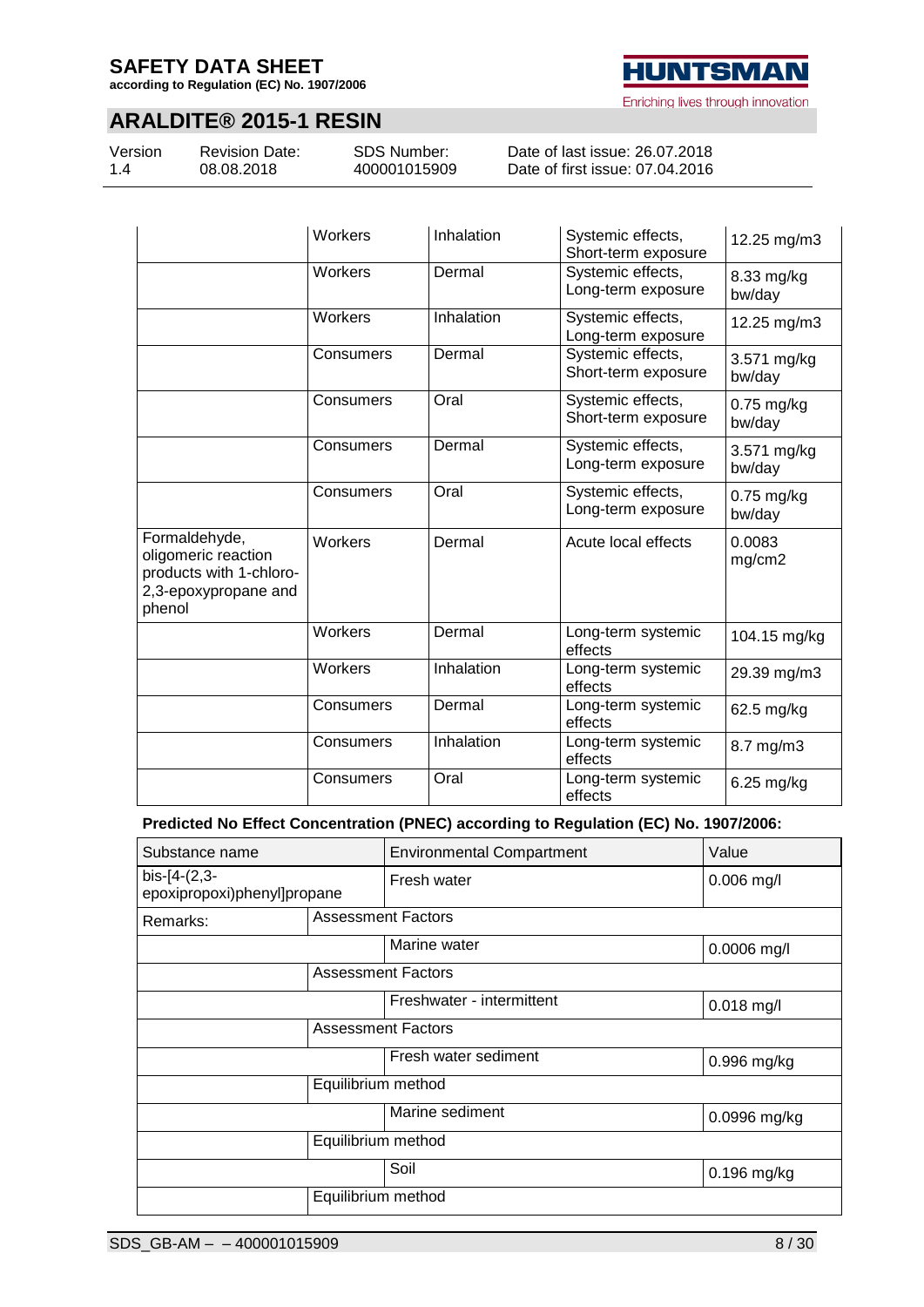| | | | | |
|---|---|---|---|---|
| | Workers | Inhalation | Systemic effects, Short-term exposure | 12.25 mg/m3 |
| | Workers | Dermal | Systemic effects, Long-term exposure | 8.33 mg/kg bw/day |
| | Workers | Inhalation | Systemic effects, Long-term exposure | 12.25 mg/m3 |
| | Consumers | Dermal | Systemic effects, Short-term exposure | 3.571 mg/kg bw/day |
| | Consumers | Oral | Systemic effects, Short-term exposure | 0.75 mg/kg bw/day |
| | Consumers | Dermal | Systemic effects, Long-term exposure | 3.571 mg/kg bw/day |
| | Consumers | Oral | Systemic effects, Long-term exposure | 0.75 mg/kg bw/day |
| Formaldehyde, oligomeric reaction products with 1-chloro-2,3-epoxypropane and phenol | Workers | Dermal | Acute local effects | 0.0083 mg/cm2 |
| | Workers | Dermal | Long-term systemic effects | 104.15 mg/kg |
| | Workers | Inhalation | Long-term systemic effects | 29.39 mg/m3 |
| | Consumers | Dermal | Long-term systemic effects | 62.5 mg/kg |
| | Consumers | Inhalation | Long-term systemic effects | 8.7 mg/m3 |
| | Consumers | Oral | Long-term systemic effects | 6.25 mg/kg |

**Predicted No Effect Concentration (PNEC) according to Regulation (EC) No. 1907/2006:**

| Substance name | | Environmental Compartment | Value |
|---|---|---|---|
| bis-[4-(2,3-epoxipropoxi)phenyl]propane | | Fresh water | 0.006 mg/l |
| Remarks: | Assessment Factors | | |
| | | Marine water | 0.0006 mg/l |
| | Assessment Factors | | |
| | | Freshwater - intermittent | 0.018 mg/l |
| | Assessment Factors | | |
| | | Fresh water sediment | 0.996 mg/kg |
| | Equilibrium method | | |
| | | Marine sediment | 0.0996 mg/kg |
| | Equilibrium method | | |
| | | Soil | 0.196 mg/kg |
| | Equilibrium method | | |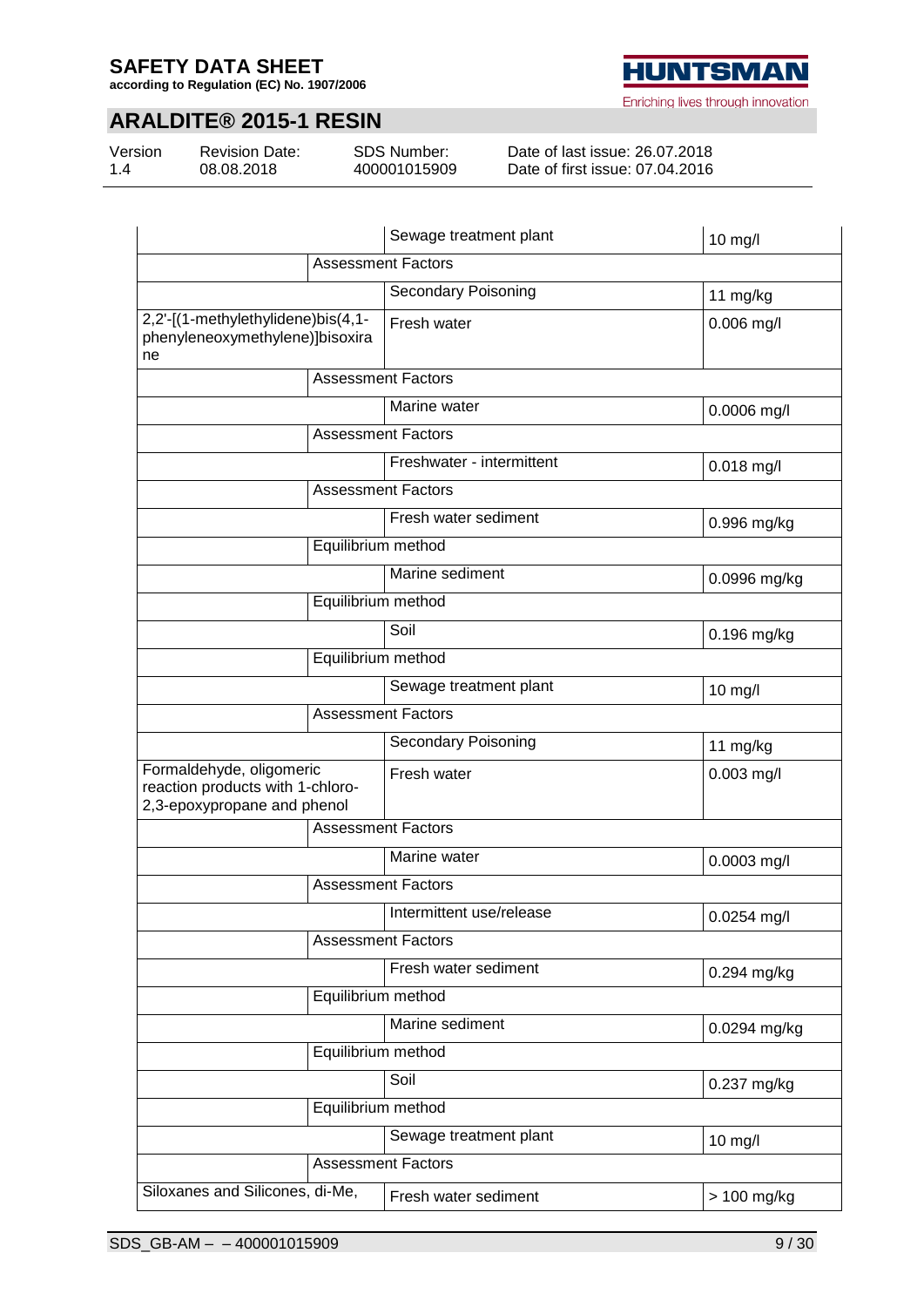# ARALDITE® 2015-1 RESIN

| Substance | Environmental compartment | Value |
|---|---|---|
| | Sewage treatment plant | 10 mg/l |
| | Assessment Factors | |
| | Secondary Poisoning | 11 mg/kg |
| 2,2'-[(1-methylethylidene)bis(4,1-phenyleneoxymethylene)]bisoxirane | Fresh water | 0.006 mg/l |
| | Assessment Factors | |
| | Marine water | 0.0006 mg/l |
| | Assessment Factors | |
| | Freshwater - intermittent | 0.018 mg/l |
| | Assessment Factors | |
| | Fresh water sediment | 0.996 mg/kg |
| | Equilibrium method | |
| | Marine sediment | 0.0996 mg/kg |
| | Equilibrium method | |
| | Soil | 0.196 mg/kg |
| | Equilibrium method | |
| | Sewage treatment plant | 10 mg/l |
| | Assessment Factors | |
| | Secondary Poisoning | 11 mg/kg |
| Formaldehyde, oligomeric reaction products with 1-chloro-2,3-epoxypropane and phenol | Fresh water | 0.003 mg/l |
| | Assessment Factors | |
| | Marine water | 0.0003 mg/l |
| | Assessment Factors | |
| | Intermittent use/release | 0.0254 mg/l |
| | Assessment Factors | |
| | Fresh water sediment | 0.294 mg/kg |
| | Equilibrium method | |
| | Marine sediment | 0.0294 mg/kg |
| | Equilibrium method | |
| | Soil | 0.237 mg/kg |
| | Equilibrium method | |
| | Sewage treatment plant | 10 mg/l |
| | Assessment Factors | |
| Siloxanes and Silicones, di-Me, | Fresh water sediment | > 100 mg/kg |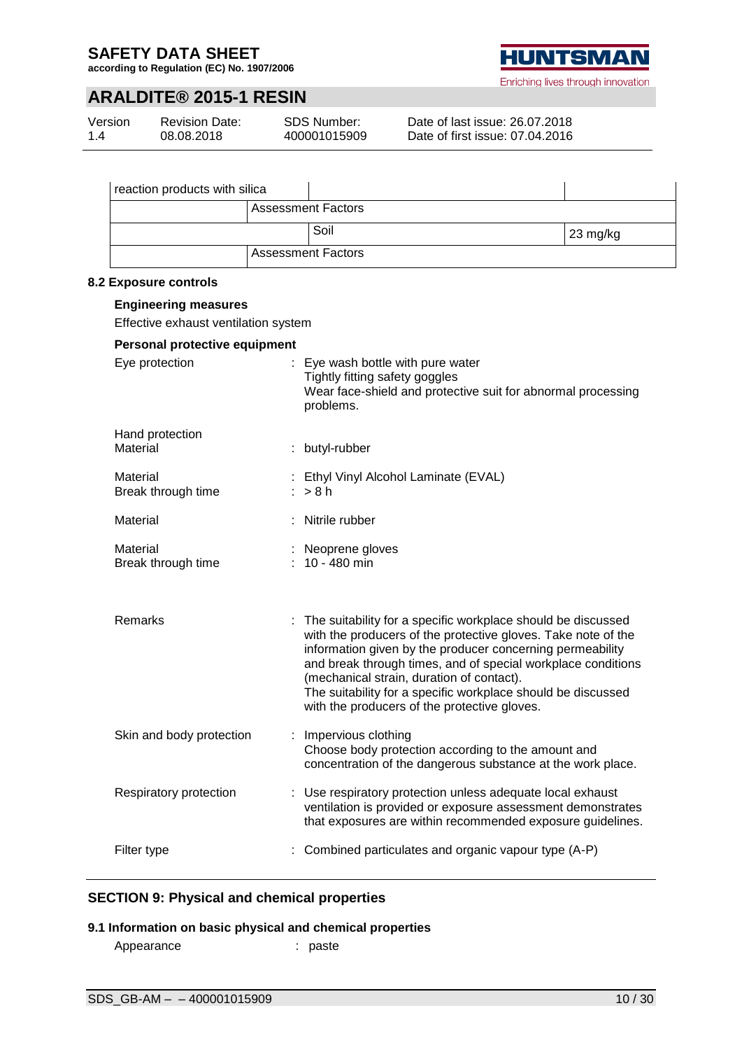| reaction products with silica | | |
|---|---|---|
| | Assessment Factors | |
| | Soil | 23 mg/kg |
| | Assessment Factors | |

### 8.2 Exposure controls

**Engineering measures**

Effective exhaust ventilation system

**Personal protective equipment**

Eye protection : Eye wash bottle with pure water
Tightly fitting safety goggles
Wear face-shield and protective suit for abnormal processing problems.

Hand protection
Material : butyl-rubber

Material : Ethyl Vinyl Alcohol Laminate (EVAL)
Break through time : > 8 h

Material : Nitrile rubber

Material : Neoprene gloves
Break through time : 10 - 480 min

Remarks : The suitability for a specific workplace should be discussed with the producers of the protective gloves. Take note of the information given by the producer concerning permeability and break through times, and of special workplace conditions (mechanical strain, duration of contact).
The suitability for a specific workplace should be discussed with the producers of the protective gloves.

Skin and body protection : Impervious clothing
Choose body protection according to the amount and concentration of the dangerous substance at the work place.

Respiratory protection : Use respiratory protection unless adequate local exhaust ventilation is provided or exposure assessment demonstrates that exposures are within recommended exposure guidelines.

Filter type : Combined particulates and organic vapour type (A-P)

## SECTION 9: Physical and chemical properties

### 9.1 Information on basic physical and chemical properties

Appearance : paste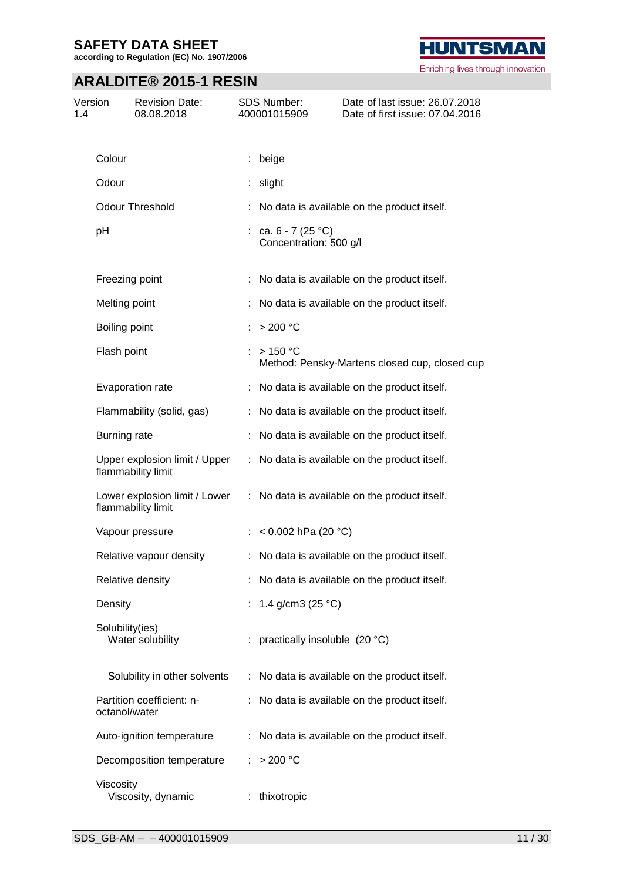| | |
|---|---|
| Colour | : beige |
| Odour | : slight |
| Odour Threshold | : No data is available on the product itself. |
| pH | : ca. 6 - 7 (25 °C)<br>Concentration: 500 g/l |
| Freezing point | : No data is available on the product itself. |
| Melting point | : No data is available on the product itself. |
| Boiling point | : > 200 °C |
| Flash point | : > 150 °C<br>Method: Pensky-Martens closed cup, closed cup |
| Evaporation rate | : No data is available on the product itself. |
| Flammability (solid, gas) | : No data is available on the product itself. |
| Burning rate | : No data is available on the product itself. |
| Upper explosion limit / Upper flammability limit | : No data is available on the product itself. |
| Lower explosion limit / Lower flammability limit | : No data is available on the product itself. |
| Vapour pressure | : < 0.002 hPa (20 °C) |
| Relative vapour density | : No data is available on the product itself. |
| Relative density | : No data is available on the product itself. |
| Density | : 1.4 g/cm3 (25 °C) |
| Solubility(ies)<br>Water solubility | : practically insoluble (20 °C) |
| Solubility in other solvents | : No data is available on the product itself. |
| Partition coefficient: n-octanol/water | : No data is available on the product itself. |
| Auto-ignition temperature | : No data is available on the product itself. |
| Decomposition temperature | : > 200 °C |
| Viscosity<br>Viscosity, dynamic | : thixotropic |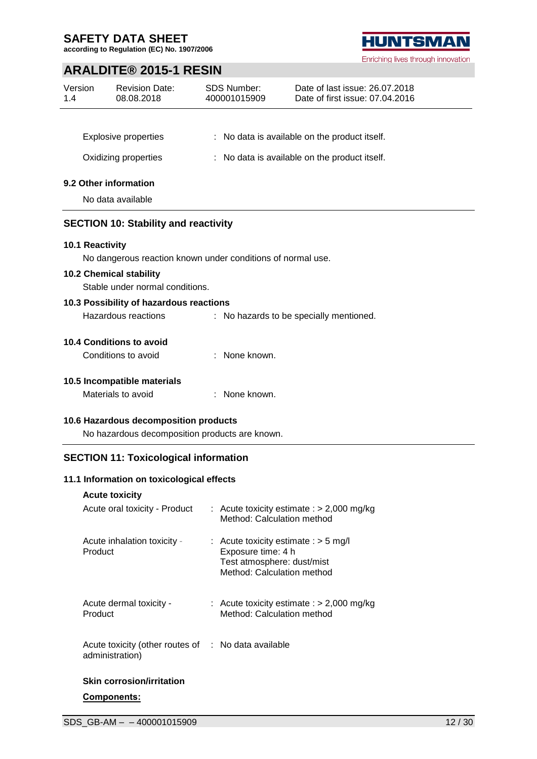Explosive properties : No data is available on the product itself.

Oxidizing properties : No data is available on the product itself.

### 9.2 Other information

No data available

## SECTION 10: Stability and reactivity

### 10.1 Reactivity

No dangerous reaction known under conditions of normal use.

### 10.2 Chemical stability

Stable under normal conditions.

### 10.3 Possibility of hazardous reactions

Hazardous reactions : No hazards to be specially mentioned.

### 10.4 Conditions to avoid

Conditions to avoid : None known.

### 10.5 Incompatible materials

Materials to avoid : None known.

### 10.6 Hazardous decomposition products

No hazardous decomposition products are known.

## SECTION 11: Toxicological information

### 11.1 Information on toxicological effects

**Acute toxicity**

Acute oral toxicity - Product : Acute toxicity estimate : > 2,000 mg/kg
Method: Calculation method

Acute inhalation toxicity - Product : Acute toxicity estimate : > 5 mg/l
Exposure time: 4 h
Test atmosphere: dust/mist
Method: Calculation method

Acute dermal toxicity - Product : Acute toxicity estimate : > 2,000 mg/kg
Method: Calculation method

Acute toxicity (other routes of administration) : No data available

**Skin corrosion/irritation**

**Components:**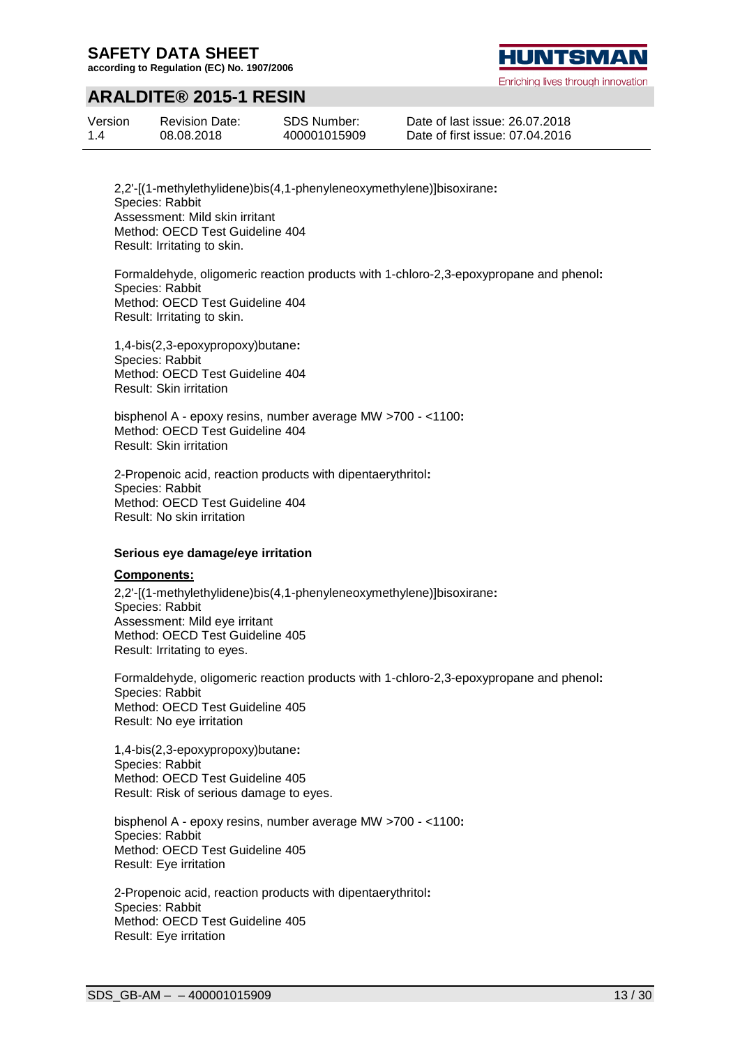2,2'-[(1-methylethylidene)bis(4,1-phenyleneoxymethylene)]bisoxirane**:**
Species: Rabbit
Assessment: Mild skin irritant
Method: OECD Test Guideline 404
Result: Irritating to skin.

Formaldehyde, oligomeric reaction products with 1-chloro-2,3-epoxypropane and phenol**:**
Species: Rabbit
Method: OECD Test Guideline 404
Result: Irritating to skin.

1,4-bis(2,3-epoxypropoxy)butane**:**
Species: Rabbit
Method: OECD Test Guideline 404
Result: Skin irritation

bisphenol A - epoxy resins, number average MW >700 - <1100**:**
Method: OECD Test Guideline 404
Result: Skin irritation

2-Propenoic acid, reaction products with dipentaerythritol**:**
Species: Rabbit
Method: OECD Test Guideline 404
Result: No skin irritation

**Serious eye damage/eye irritation**

**Components:**

2,2'-[(1-methylethylidene)bis(4,1-phenyleneoxymethylene)]bisoxirane**:**
Species: Rabbit
Assessment: Mild eye irritant
Method: OECD Test Guideline 405
Result: Irritating to eyes.

Formaldehyde, oligomeric reaction products with 1-chloro-2,3-epoxypropane and phenol**:**
Species: Rabbit
Method: OECD Test Guideline 405
Result: No eye irritation

1,4-bis(2,3-epoxypropoxy)butane**:**
Species: Rabbit
Method: OECD Test Guideline 405
Result: Risk of serious damage to eyes.

bisphenol A - epoxy resins, number average MW >700 - <1100**:**
Species: Rabbit
Method: OECD Test Guideline 405
Result: Eye irritation

2-Propenoic acid, reaction products with dipentaerythritol**:**
Species: Rabbit
Method: OECD Test Guideline 405
Result: Eye irritation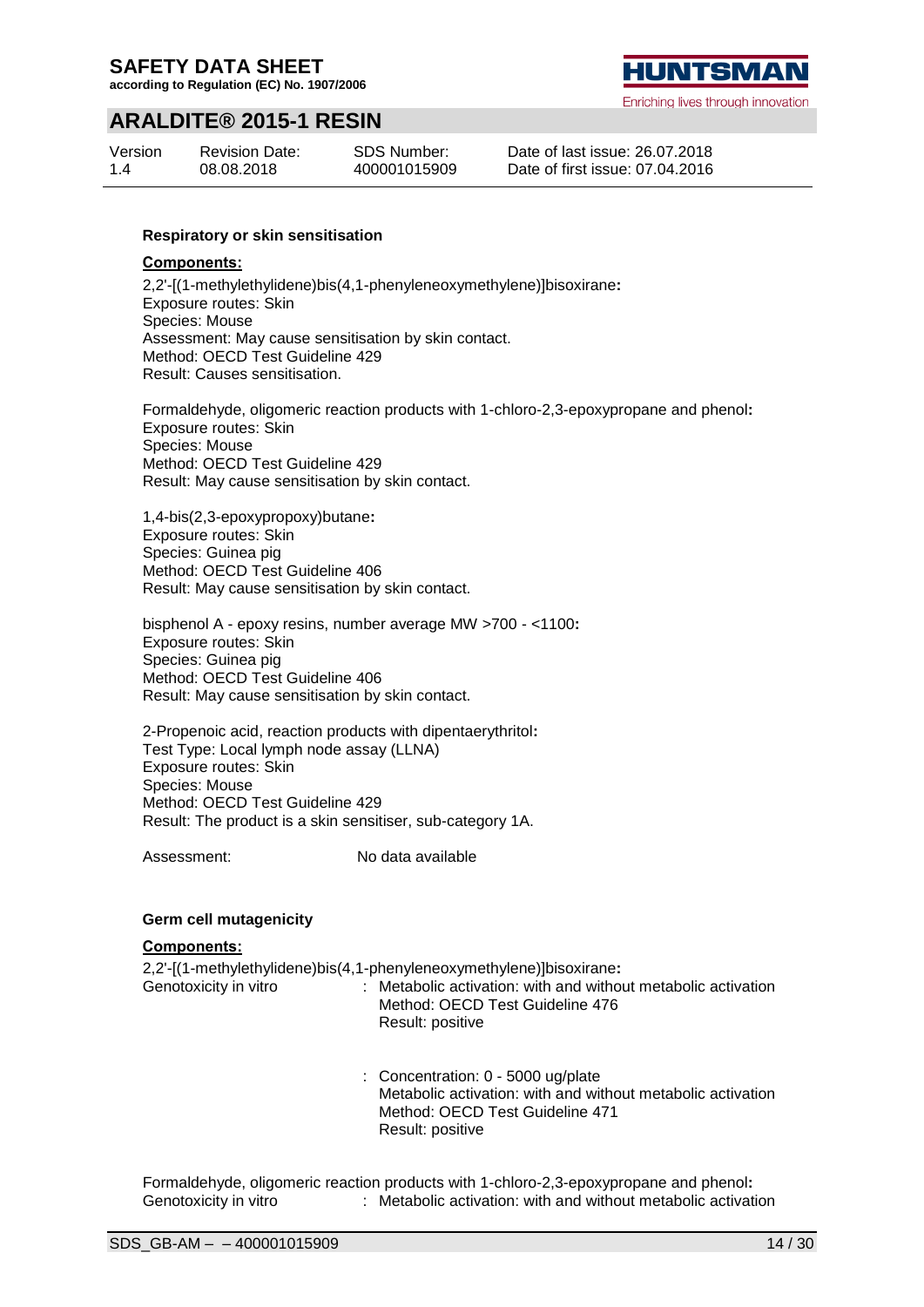#### Respiratory or skin sensitisation

**Components:**

2,2'-[(1-methylethylidene)bis(4,1-phenyleneoxymethylene)]bisoxirane**:**
Exposure routes: Skin
Species: Mouse
Assessment: May cause sensitisation by skin contact.
Method: OECD Test Guideline 429
Result: Causes sensitisation.

Formaldehyde, oligomeric reaction products with 1-chloro-2,3-epoxypropane and phenol**:**
Exposure routes: Skin
Species: Mouse
Method: OECD Test Guideline 429
Result: May cause sensitisation by skin contact.

1,4-bis(2,3-epoxypropoxy)butane**:**
Exposure routes: Skin
Species: Guinea pig
Method: OECD Test Guideline 406
Result: May cause sensitisation by skin contact.

bisphenol A - epoxy resins, number average MW >700 - <1100**:**
Exposure routes: Skin
Species: Guinea pig
Method: OECD Test Guideline 406
Result: May cause sensitisation by skin contact.

2-Propenoic acid, reaction products with dipentaerythritol**:**
Test Type: Local lymph node assay (LLNA)
Exposure routes: Skin
Species: Mouse
Method: OECD Test Guideline 429
Result: The product is a skin sensitiser, sub-category 1A.

Assessment: No data available

#### Germ cell mutagenicity

**Components:**

2,2'-[(1-methylethylidene)bis(4,1-phenyleneoxymethylene)]bisoxirane**:**

Genotoxicity in vitro : Metabolic activation: with and without metabolic activation
Method: OECD Test Guideline 476
Result: positive

: Concentration: 0 - 5000 ug/plate
Metabolic activation: with and without metabolic activation
Method: OECD Test Guideline 471
Result: positive

Formaldehyde, oligomeric reaction products with 1-chloro-2,3-epoxypropane and phenol**:**

Genotoxicity in vitro : Metabolic activation: with and without metabolic activation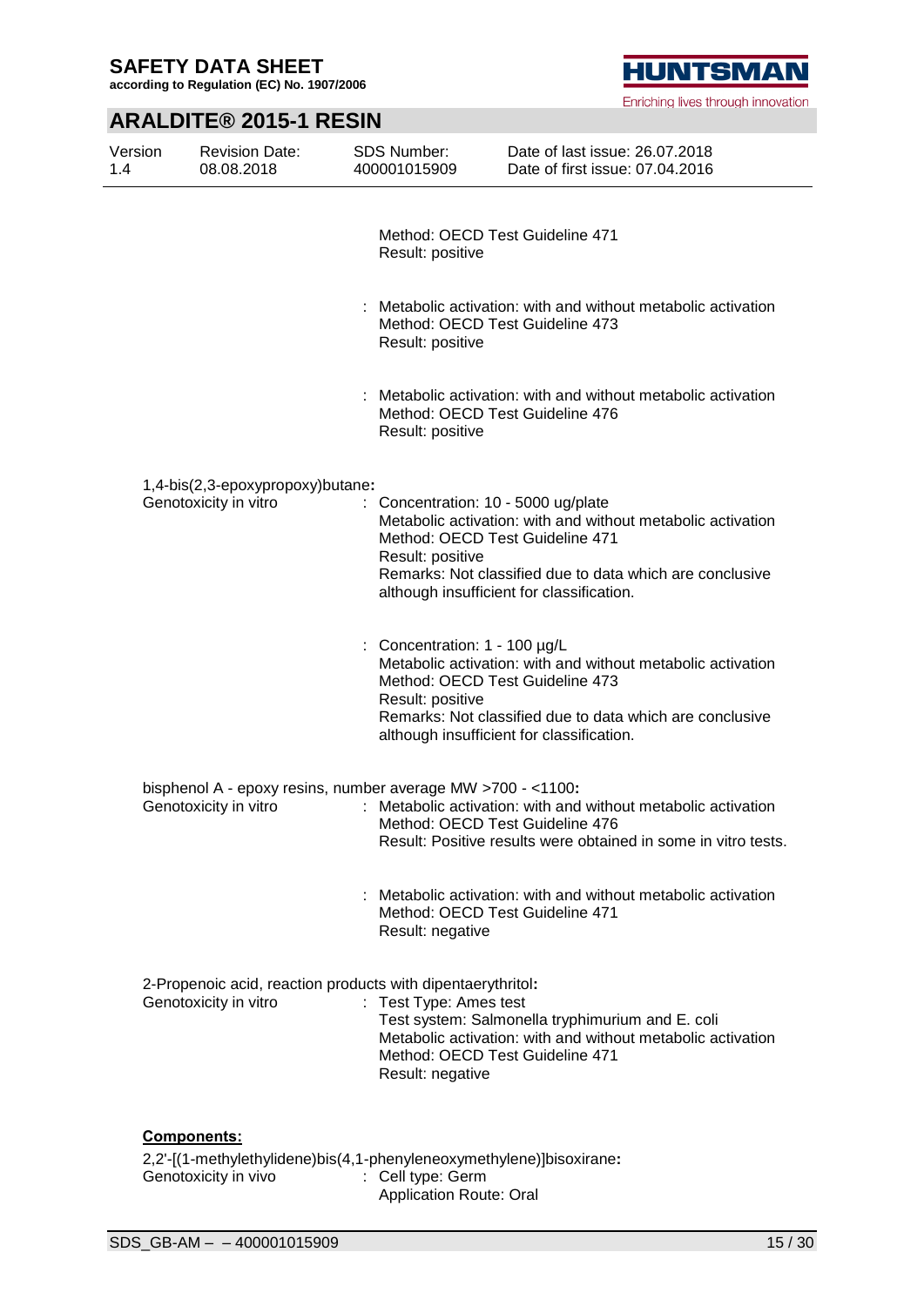Method: OECD Test Guideline 471
Result: positive

: Metabolic activation: with and without metabolic activation
Method: OECD Test Guideline 473
Result: positive

: Metabolic activation: with and without metabolic activation
Method: OECD Test Guideline 476
Result: positive

1,4-bis(2,3-epoxypropoxy)butane**:**

Genotoxicity in vitro : Concentration: 10 - 5000 ug/plate
Metabolic activation: with and without metabolic activation
Method: OECD Test Guideline 471
Result: positive
Remarks: Not classified due to data which are conclusive although insufficient for classification.

: Concentration: 1 - 100 µg/L
Metabolic activation: with and without metabolic activation
Method: OECD Test Guideline 473
Result: positive
Remarks: Not classified due to data which are conclusive although insufficient for classification.

bisphenol A - epoxy resins, number average MW >700 - <1100**:**

Genotoxicity in vitro : Metabolic activation: with and without metabolic activation
Method: OECD Test Guideline 476
Result: Positive results were obtained in some in vitro tests.

: Metabolic activation: with and without metabolic activation
Method: OECD Test Guideline 471
Result: negative

2-Propenoic acid, reaction products with dipentaerythritol**:**

Genotoxicity in vitro : Test Type: Ames test
Test system: Salmonella tryphimurium and E. coli
Metabolic activation: with and without metabolic activation
Method: OECD Test Guideline 471
Result: negative

**Components:**

2,2'-[(1-methylethylidene)bis(4,1-phenyleneoxymethylene)]bisoxirane**:**

Genotoxicity in vivo : Cell type: Germ
Application Route: Oral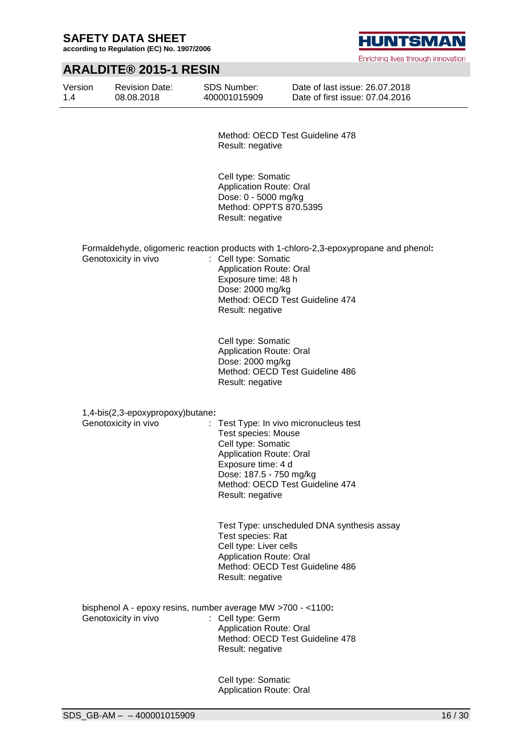Method: OECD Test Guideline 478
Result: negative

Cell type: Somatic
Application Route: Oral
Dose: 0 - 5000 mg/kg
Method: OPPTS 870.5395
Result: negative

**Formaldehyde, oligomeric reaction products with 1-chloro-2,3-epoxypropane and phenol:**

Genotoxicity in vivo : Cell type: Somatic
Application Route: Oral
Exposure time: 48 h
Dose: 2000 mg/kg
Method: OECD Test Guideline 474
Result: negative

Cell type: Somatic
Application Route: Oral
Dose: 2000 mg/kg
Method: OECD Test Guideline 486
Result: negative

**1,4-bis(2,3-epoxypropoxy)butane:**

Genotoxicity in vivo : Test Type: In vivo micronucleus test
Test species: Mouse
Cell type: Somatic
Application Route: Oral
Exposure time: 4 d
Dose: 187.5 - 750 mg/kg
Method: OECD Test Guideline 474
Result: negative

Test Type: unscheduled DNA synthesis assay
Test species: Rat
Cell type: Liver cells
Application Route: Oral
Method: OECD Test Guideline 486
Result: negative

**bisphenol A - epoxy resins, number average MW >700 - <1100:**

Genotoxicity in vivo : Cell type: Germ
Application Route: Oral
Method: OECD Test Guideline 478
Result: negative

Cell type: Somatic
Application Route: Oral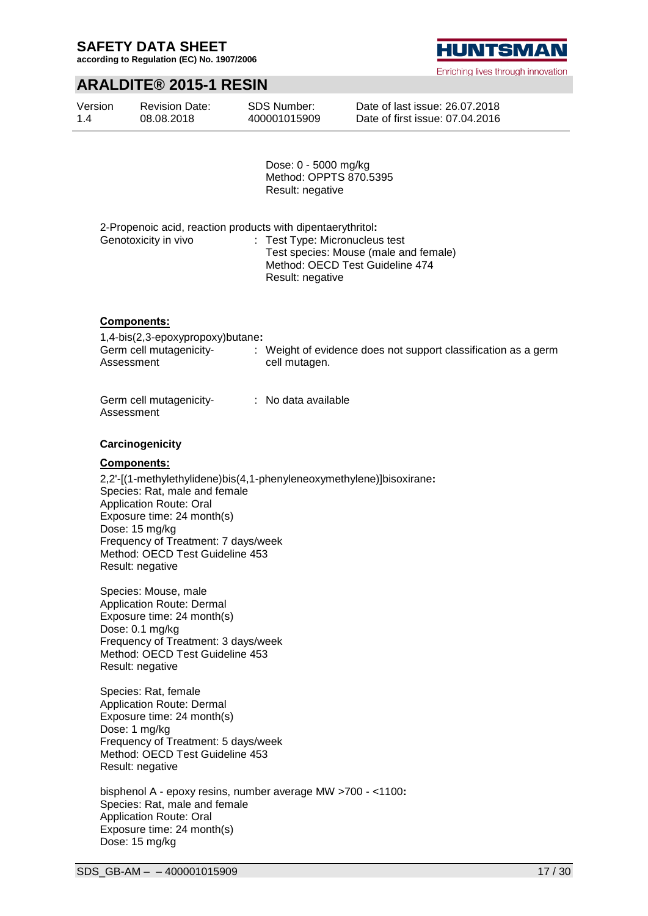Dose: 0 - 5000 mg/kg
Method: OPPTS 870.5395
Result: negative

2-Propenoic acid, reaction products with dipentaerythritol**:**

Genotoxicity in vivo : Test Type: Micronucleus test
Test species: Mouse (male and female)
Method: OECD Test Guideline 474
Result: negative

**Components:**

1,4-bis(2,3-epoxypropoxy)butane**:**

Germ cell mutagenicity- Assessment : Weight of evidence does not support classification as a germ cell mutagen.

Germ cell mutagenicity- Assessment : No data available

**Carcinogenicity**

**Components:**

2,2'-[(1-methylethylidene)bis(4,1-phenyleneoxymethylene)]bisoxirane**:**

Species: Rat, male and female
Application Route: Oral
Exposure time: 24 month(s)
Dose: 15 mg/kg
Frequency of Treatment: 7 days/week
Method: OECD Test Guideline 453
Result: negative

Species: Mouse, male
Application Route: Dermal
Exposure time: 24 month(s)
Dose: 0.1 mg/kg
Frequency of Treatment: 3 days/week
Method: OECD Test Guideline 453
Result: negative

Species: Rat, female
Application Route: Dermal
Exposure time: 24 month(s)
Dose: 1 mg/kg
Frequency of Treatment: 5 days/week
Method: OECD Test Guideline 453
Result: negative

bisphenol A - epoxy resins, number average MW >700 - <1100**:**

Species: Rat, male and female
Application Route: Oral
Exposure time: 24 month(s)
Dose: 15 mg/kg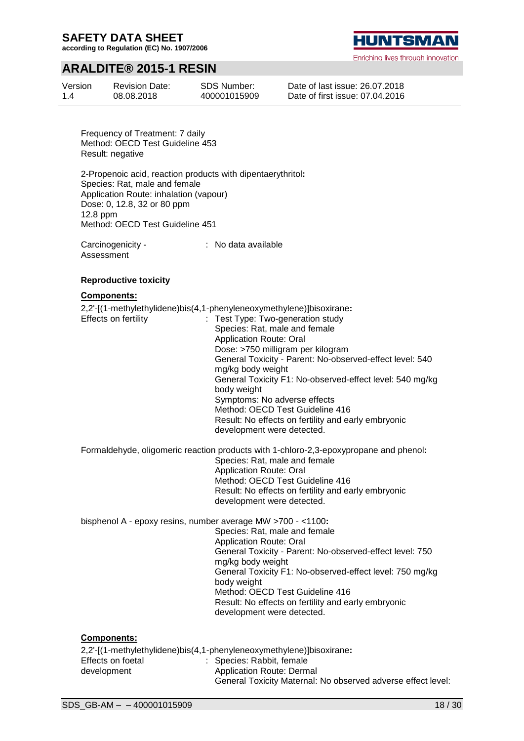Frequency of Treatment: 7 daily
Method: OECD Test Guideline 453
Result: negative

**2-Propenoic acid, reaction products with dipentaerythritol:**
Species: Rat, male and female
Application Route: inhalation (vapour)
Dose: 0, 12.8, 32 or 80 ppm
12.8 ppm
Method: OECD Test Guideline 451

Carcinogenicity - Assessment : No data available

**Reproductive toxicity**

**Components:**

**2,2'-[(1-methylethylidene)bis(4,1-phenyleneoxymethylene)]bisoxirane:**

Effects on fertility : Test Type: Two-generation study
Species: Rat, male and female
Application Route: Oral
Dose: >750 milligram per kilogram
General Toxicity - Parent: No-observed-effect level: 540 mg/kg body weight
General Toxicity F1: No-observed-effect level: 540 mg/kg body weight
Symptoms: No adverse effects
Method: OECD Test Guideline 416
Result: No effects on fertility and early embryonic development were detected.

**Formaldehyde, oligomeric reaction products with 1-chloro-2,3-epoxypropane and phenol:**
Species: Rat, male and female
Application Route: Oral
Method: OECD Test Guideline 416
Result: No effects on fertility and early embryonic development were detected.

**bisphenol A - epoxy resins, number average MW >700 - <1100:**
Species: Rat, male and female
Application Route: Oral
General Toxicity - Parent: No-observed-effect level: 750 mg/kg body weight
General Toxicity F1: No-observed-effect level: 750 mg/kg body weight
Method: OECD Test Guideline 416
Result: No effects on fertility and early embryonic development were detected.

**Components:**

**2,2'-[(1-methylethylidene)bis(4,1-phenyleneoxymethylene)]bisoxirane:**

Effects on foetal development : Species: Rabbit, female
Application Route: Dermal
General Toxicity Maternal: No observed adverse effect level: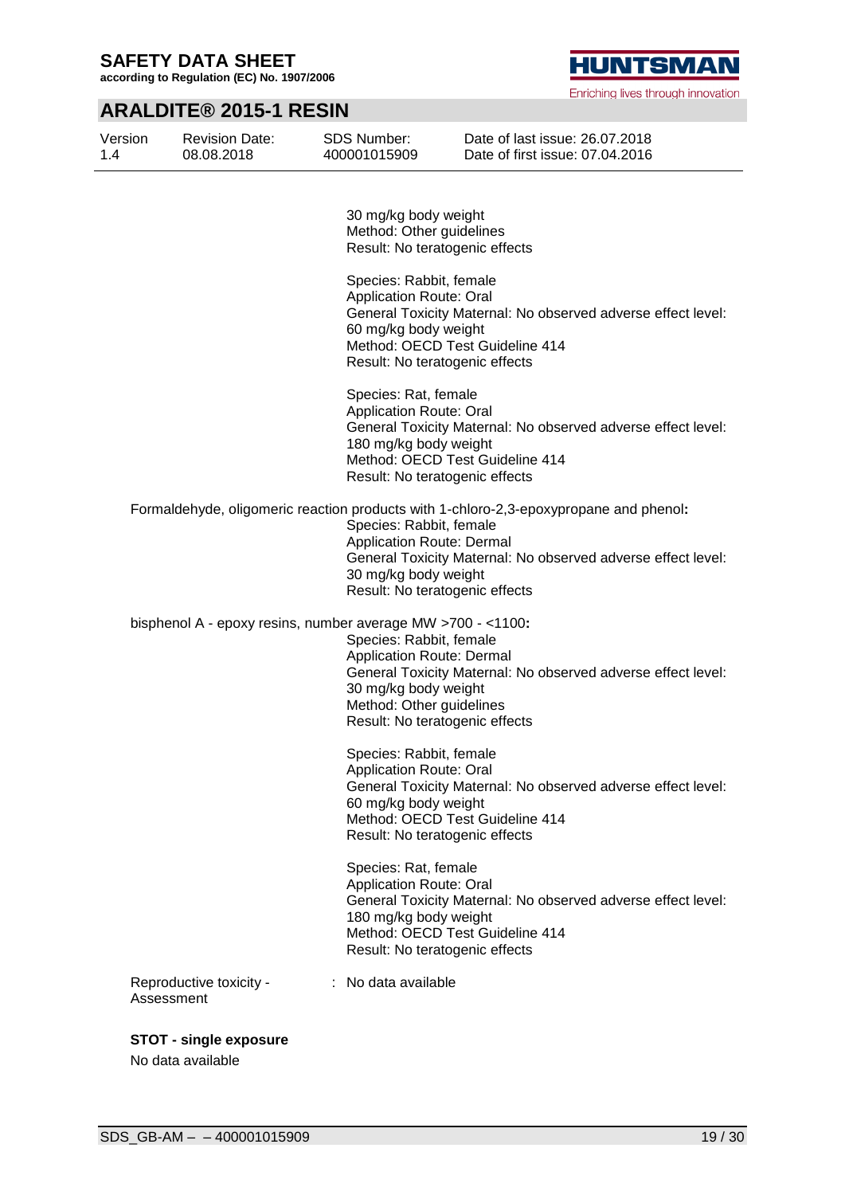30 mg/kg body weight
Method: Other guidelines
Result: No teratogenic effects

Species: Rabbit, female
Application Route: Oral
General Toxicity Maternal: No observed adverse effect level: 60 mg/kg body weight
Method: OECD Test Guideline 414
Result: No teratogenic effects

Species: Rat, female
Application Route: Oral
General Toxicity Maternal: No observed adverse effect level: 180 mg/kg body weight
Method: OECD Test Guideline 414
Result: No teratogenic effects

Formaldehyde, oligomeric reaction products with 1-chloro-2,3-epoxypropane and phenol**:**
Species: Rabbit, female
Application Route: Dermal
General Toxicity Maternal: No observed adverse effect level: 30 mg/kg body weight
Result: No teratogenic effects

bisphenol A - epoxy resins, number average MW >700 - <1100**:**
Species: Rabbit, female
Application Route: Dermal
General Toxicity Maternal: No observed adverse effect level: 30 mg/kg body weight
Method: Other guidelines
Result: No teratogenic effects

Species: Rabbit, female
Application Route: Oral
General Toxicity Maternal: No observed adverse effect level: 60 mg/kg body weight
Method: OECD Test Guideline 414
Result: No teratogenic effects

Species: Rat, female
Application Route: Oral
General Toxicity Maternal: No observed adverse effect level: 180 mg/kg body weight
Method: OECD Test Guideline 414
Result: No teratogenic effects

Reproductive toxicity - Assessment : No data available

**STOT - single exposure**

No data available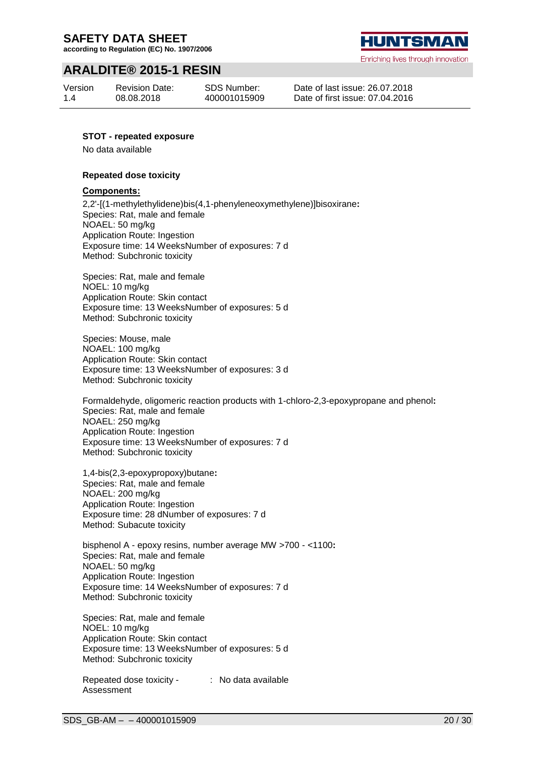**STOT - repeated exposure**

No data available

**Repeated dose toxicity**

**Components:**

2,2'-[(1-methylethylidene)bis(4,1-phenyleneoxymethylene)]bisoxirane**:**
Species: Rat, male and female
NOAEL: 50 mg/kg
Application Route: Ingestion
Exposure time: 14 WeeksNumber of exposures: 7 d
Method: Subchronic toxicity

Species: Rat, male and female
NOEL: 10 mg/kg
Application Route: Skin contact
Exposure time: 13 WeeksNumber of exposures: 5 d
Method: Subchronic toxicity

Species: Mouse, male
NOAEL: 100 mg/kg
Application Route: Skin contact
Exposure time: 13 WeeksNumber of exposures: 3 d
Method: Subchronic toxicity

Formaldehyde, oligomeric reaction products with 1-chloro-2,3-epoxypropane and phenol**:**
Species: Rat, male and female
NOAEL: 250 mg/kg
Application Route: Ingestion
Exposure time: 13 WeeksNumber of exposures: 7 d
Method: Subchronic toxicity

1,4-bis(2,3-epoxypropoxy)butane**:**
Species: Rat, male and female
NOAEL: 200 mg/kg
Application Route: Ingestion
Exposure time: 28 dNumber of exposures: 7 d
Method: Subacute toxicity

bisphenol A - epoxy resins, number average MW >700 - <1100**:**
Species: Rat, male and female
NOAEL: 50 mg/kg
Application Route: Ingestion
Exposure time: 14 WeeksNumber of exposures: 7 d
Method: Subchronic toxicity

Species: Rat, male and female
NOEL: 10 mg/kg
Application Route: Skin contact
Exposure time: 13 WeeksNumber of exposures: 5 d
Method: Subchronic toxicity

Repeated dose toxicity - Assessment : No data available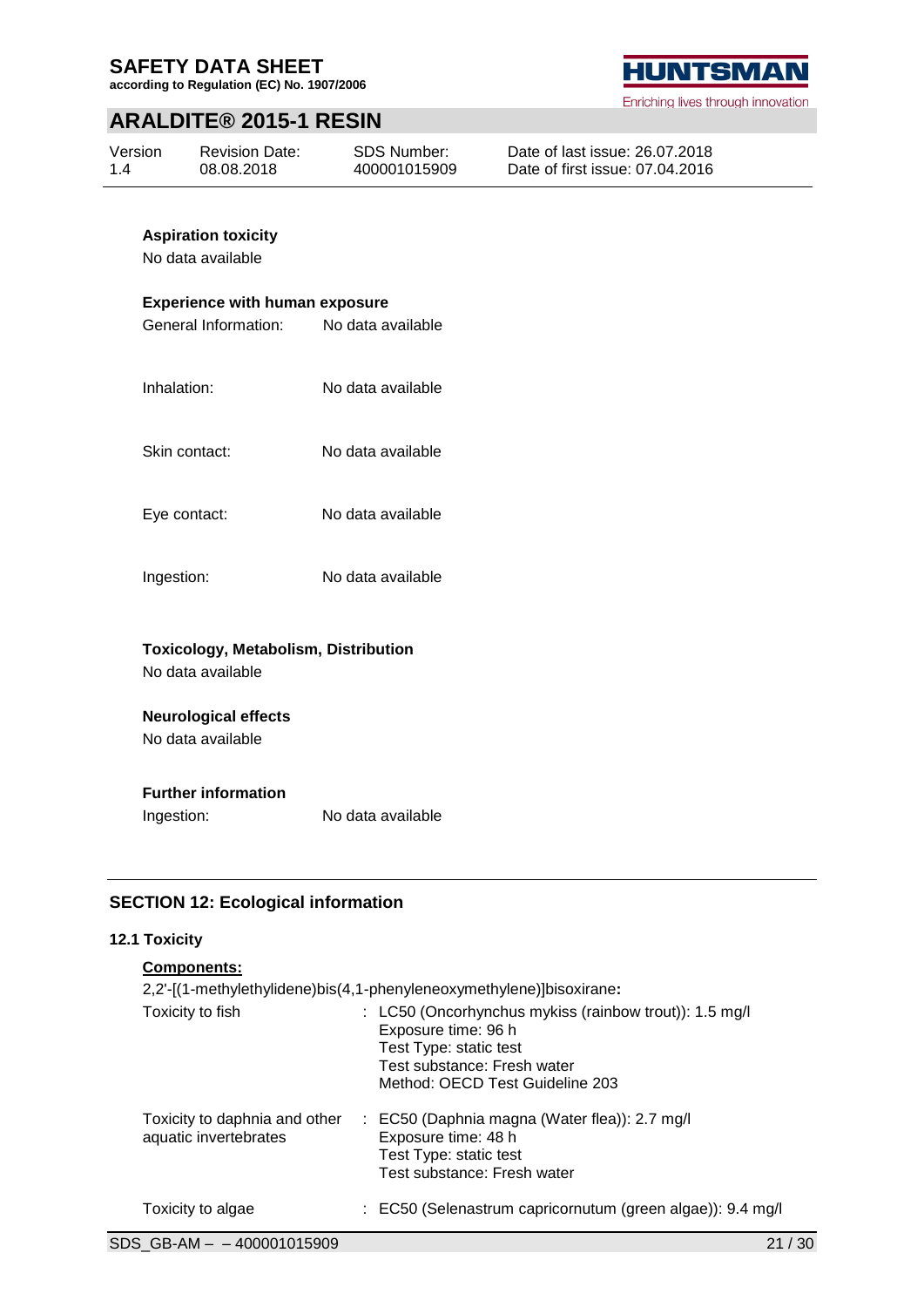**Aspiration toxicity**

No data available

**Experience with human exposure**

General Information: No data available

Inhalation: No data available

Skin contact: No data available

Eye contact: No data available

Ingestion: No data available

**Toxicology, Metabolism, Distribution**

No data available

**Neurological effects**

No data available

**Further information**

Ingestion: No data available

## SECTION 12: Ecological information

### 12.1 Toxicity

**Components:**

2,2'-[(1-methylethylidene)bis(4,1-phenyleneoxymethylene)]bisoxirane**:**

| | |
|---|---|
| Toxicity to fish | : LC50 (Oncorhynchus mykiss (rainbow trout)): 1.5 mg/l<br>Exposure time: 96 h<br>Test Type: static test<br>Test substance: Fresh water<br>Method: OECD Test Guideline 203 |
| Toxicity to daphnia and other aquatic invertebrates | : EC50 (Daphnia magna (Water flea)): 2.7 mg/l<br>Exposure time: 48 h<br>Test Type: static test<br>Test substance: Fresh water |
| Toxicity to algae | : EC50 (Selenastrum capricornutum (green algae)): 9.4 mg/l |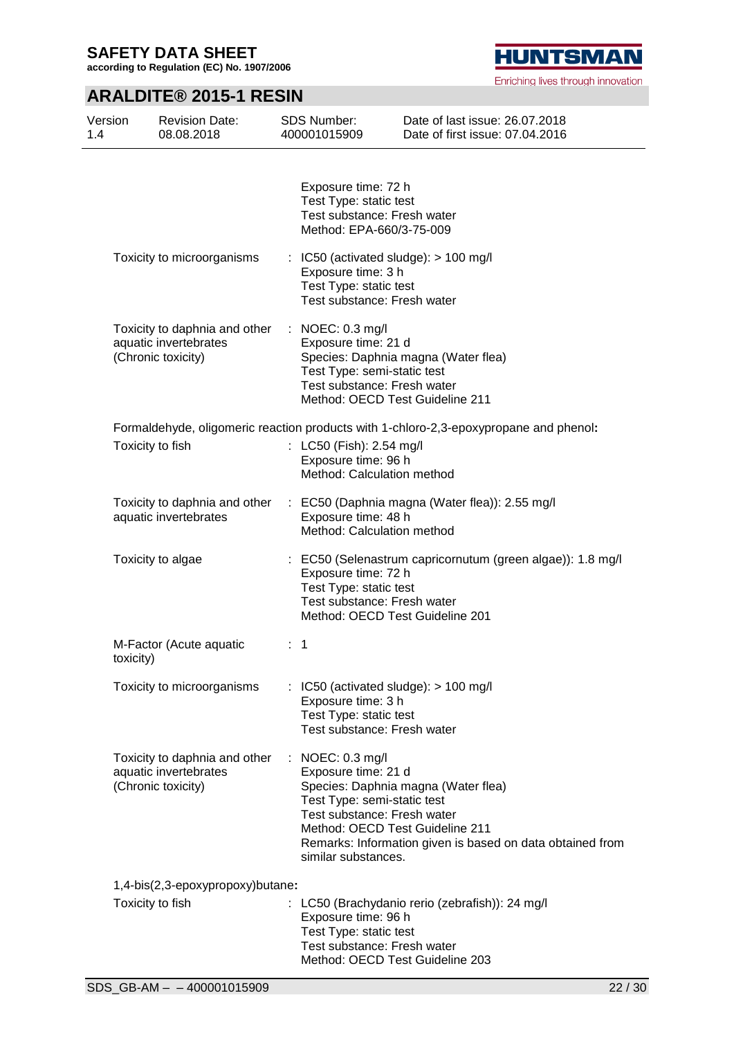| | |
|---|---|
| | Exposure time: 72 h<br>Test Type: static test<br>Test substance: Fresh water<br>Method: EPA-660/3-75-009 |
| Toxicity to microorganisms | : IC50 (activated sludge): > 100 mg/l<br>Exposure time: 3 h<br>Test Type: static test<br>Test substance: Fresh water |
| Toxicity to daphnia and other aquatic invertebrates (Chronic toxicity) | : NOEC: 0.3 mg/l<br>Exposure time: 21 d<br>Species: Daphnia magna (Water flea)<br>Test Type: semi-static test<br>Test substance: Fresh water<br>Method: OECD Test Guideline 211 |

**Formaldehyde, oligomeric reaction products with 1-chloro-2,3-epoxypropane and phenol:**

| | |
|---|---|
| Toxicity to fish | : LC50 (Fish): 2.54 mg/l<br>Exposure time: 96 h<br>Method: Calculation method |
| Toxicity to daphnia and other aquatic invertebrates | : EC50 (Daphnia magna (Water flea)): 2.55 mg/l<br>Exposure time: 48 h<br>Method: Calculation method |
| Toxicity to algae | : EC50 (Selenastrum capricornutum (green algae)): 1.8 mg/l<br>Exposure time: 72 h<br>Test Type: static test<br>Test substance: Fresh water<br>Method: OECD Test Guideline 201 |
| M-Factor (Acute aquatic toxicity) | : 1 |
| Toxicity to microorganisms | : IC50 (activated sludge): > 100 mg/l<br>Exposure time: 3 h<br>Test Type: static test<br>Test substance: Fresh water |
| Toxicity to daphnia and other aquatic invertebrates (Chronic toxicity) | : NOEC: 0.3 mg/l<br>Exposure time: 21 d<br>Species: Daphnia magna (Water flea)<br>Test Type: semi-static test<br>Test substance: Fresh water<br>Method: OECD Test Guideline 211<br>Remarks: Information given is based on data obtained from similar substances. |

**1,4-bis(2,3-epoxypropoxy)butane:**

| | |
|---|---|
| Toxicity to fish | : LC50 (Brachydanio rerio (zebrafish)): 24 mg/l<br>Exposure time: 96 h<br>Test Type: static test<br>Test substance: Fresh water<br>Method: OECD Test Guideline 203 |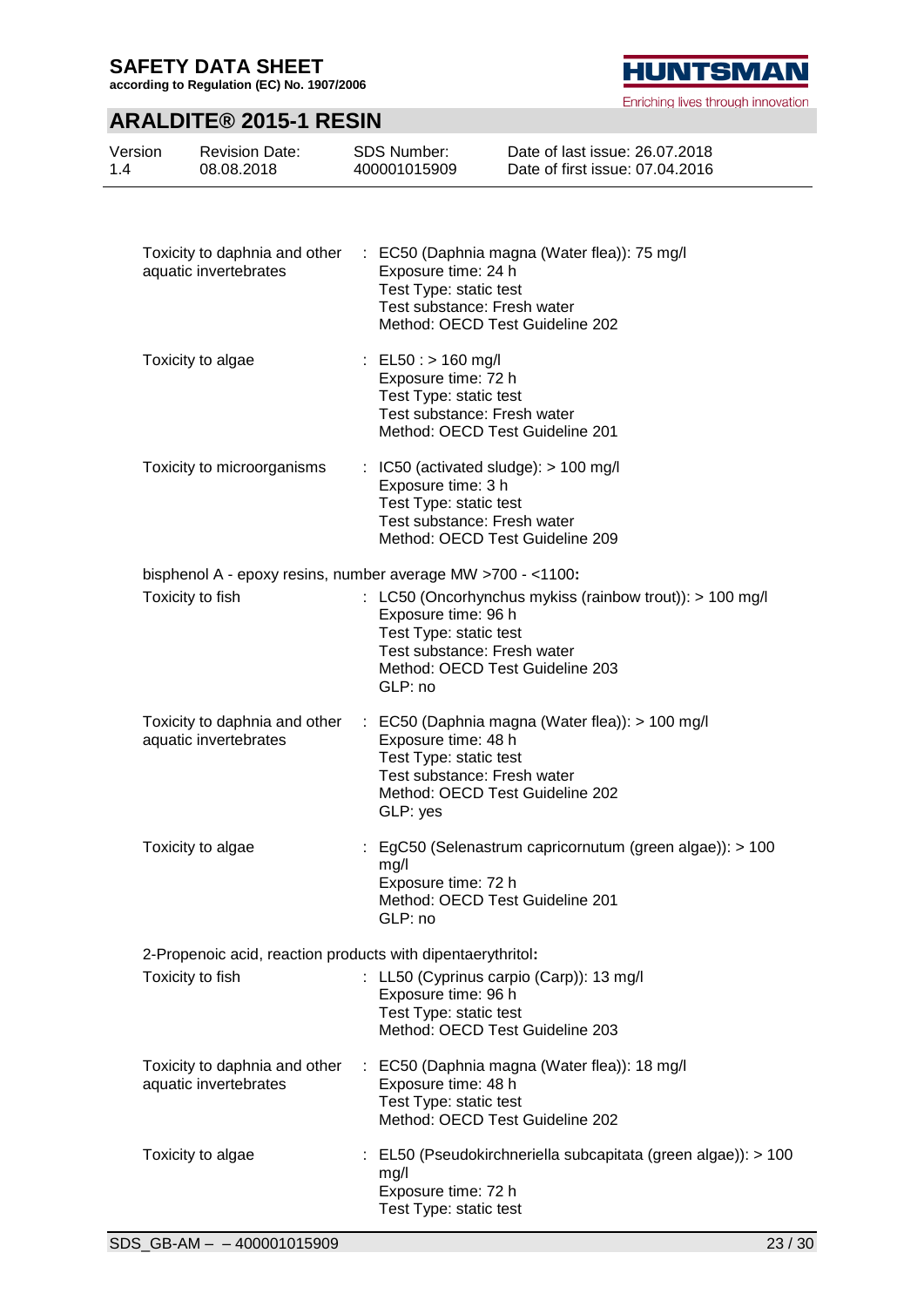| | |
|---|---|
| Toxicity to daphnia and other aquatic invertebrates | : EC50 (Daphnia magna (Water flea)): 75 mg/l<br>Exposure time: 24 h<br>Test Type: static test<br>Test substance: Fresh water<br>Method: OECD Test Guideline 202 |
| Toxicity to algae | : EL50 : > 160 mg/l<br>Exposure time: 72 h<br>Test Type: static test<br>Test substance: Fresh water<br>Method: OECD Test Guideline 201 |
| Toxicity to microorganisms | : IC50 (activated sludge): > 100 mg/l<br>Exposure time: 3 h<br>Test Type: static test<br>Test substance: Fresh water<br>Method: OECD Test Guideline 209 |

**bisphenol A - epoxy resins, number average MW >700 - <1100:**

| | |
|---|---|
| Toxicity to fish | : LC50 (Oncorhynchus mykiss (rainbow trout)): > 100 mg/l<br>Exposure time: 96 h<br>Test Type: static test<br>Test substance: Fresh water<br>Method: OECD Test Guideline 203<br>GLP: no |
| Toxicity to daphnia and other aquatic invertebrates | : EC50 (Daphnia magna (Water flea)): > 100 mg/l<br>Exposure time: 48 h<br>Test Type: static test<br>Test substance: Fresh water<br>Method: OECD Test Guideline 202<br>GLP: yes |
| Toxicity to algae | : EgC50 (Selenastrum capricornutum (green algae)): > 100 mg/l<br>Exposure time: 72 h<br>Method: OECD Test Guideline 201<br>GLP: no |

**2-Propenoic acid, reaction products with dipentaerythritol:**

| | |
|---|---|
| Toxicity to fish | : LL50 (Cyprinus carpio (Carp)): 13 mg/l<br>Exposure time: 96 h<br>Test Type: static test<br>Method: OECD Test Guideline 203 |
| Toxicity to daphnia and other aquatic invertebrates | : EC50 (Daphnia magna (Water flea)): 18 mg/l<br>Exposure time: 48 h<br>Test Type: static test<br>Method: OECD Test Guideline 202 |
| Toxicity to algae | : EL50 (Pseudokirchneriella subcapitata (green algae)): > 100 mg/l<br>Exposure time: 72 h<br>Test Type: static test |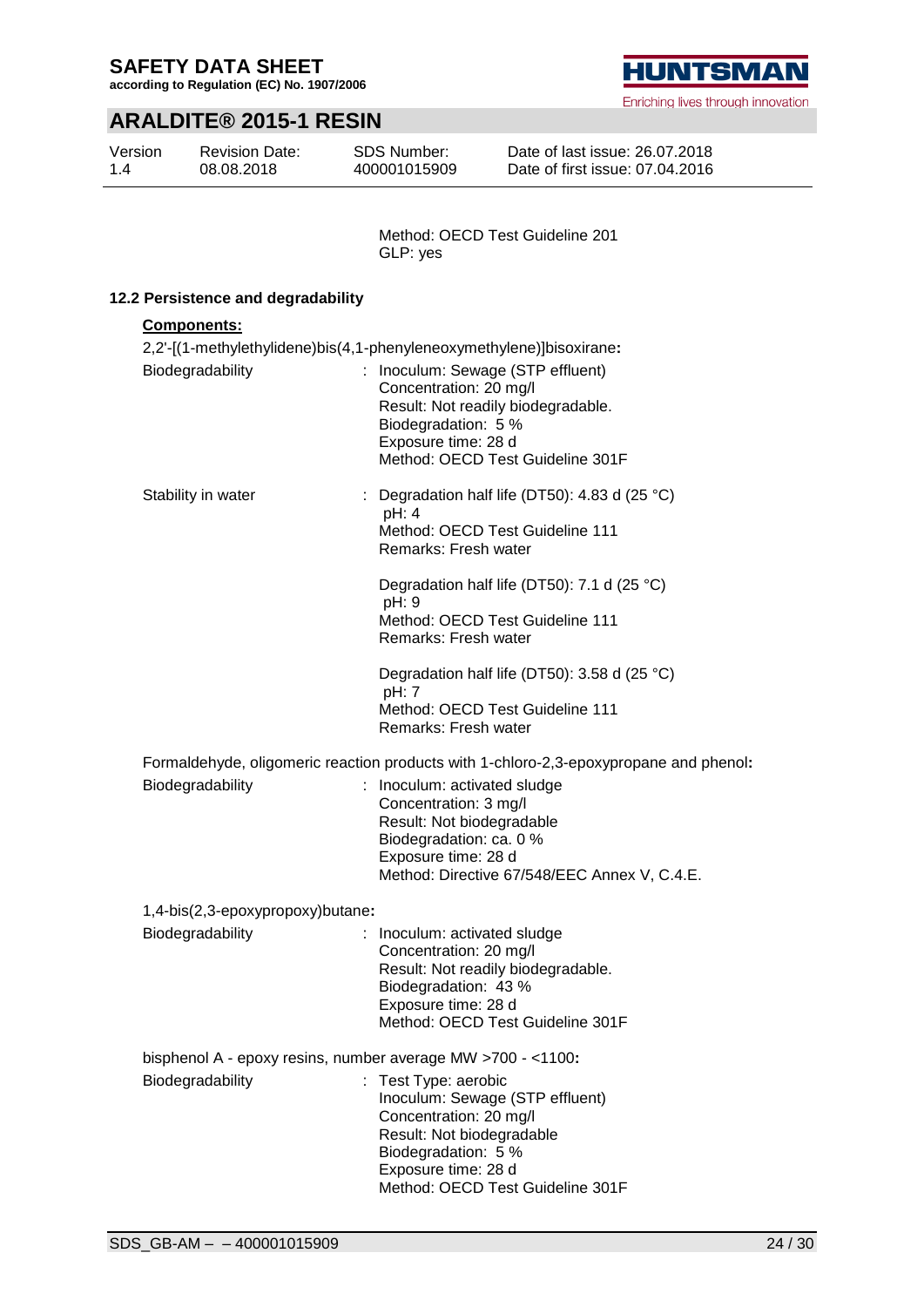Method: OECD Test Guideline 201
GLP: yes

### 12.2 Persistence and degradability

**Components:**

2,2'-[(1-methylethylidene)bis(4,1-phenyleneoxymethylene)]bisoxirane**:**

Biodegradability : Inoculum: Sewage (STP effluent)
Concentration: 20 mg/l
Result: Not readily biodegradable.
Biodegradation: 5 %
Exposure time: 28 d
Method: OECD Test Guideline 301F

Stability in water : Degradation half life (DT50): 4.83 d (25 °C)
pH: 4
Method: OECD Test Guideline 111
Remarks: Fresh water

Degradation half life (DT50): 7.1 d (25 °C)
pH: 9
Method: OECD Test Guideline 111
Remarks: Fresh water

Degradation half life (DT50): 3.58 d (25 °C)
pH: 7
Method: OECD Test Guideline 111
Remarks: Fresh water

Formaldehyde, oligomeric reaction products with 1-chloro-2,3-epoxypropane and phenol**:**

Biodegradability : Inoculum: activated sludge
Concentration: 3 mg/l
Result: Not biodegradable
Biodegradation: ca. 0 %
Exposure time: 28 d
Method: Directive 67/548/EEC Annex V, C.4.E.

1,4-bis(2,3-epoxypropoxy)butane**:**

Biodegradability : Inoculum: activated sludge
Concentration: 20 mg/l
Result: Not readily biodegradable.
Biodegradation: 43 %
Exposure time: 28 d
Method: OECD Test Guideline 301F

bisphenol A - epoxy resins, number average MW >700 - <1100**:**

Biodegradability : Test Type: aerobic
Inoculum: Sewage (STP effluent)
Concentration: 20 mg/l
Result: Not biodegradable
Biodegradation: 5 %
Exposure time: 28 d
Method: OECD Test Guideline 301F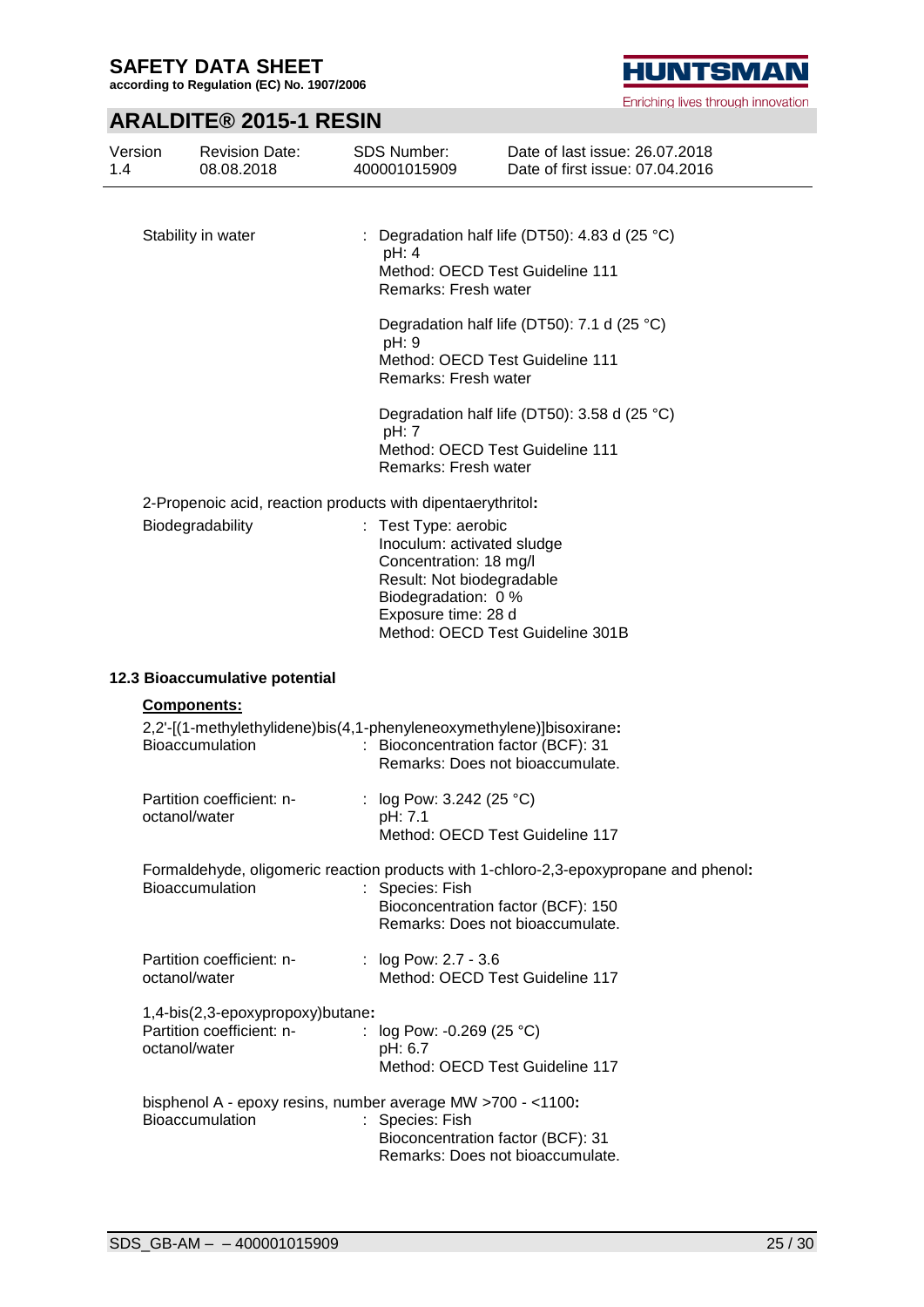Stability in water : Degradation half life (DT50): 4.83 d (25 °C)
pH: 4
Method: OECD Test Guideline 111
Remarks: Fresh water

Degradation half life (DT50): 7.1 d (25 °C)
pH: 9
Method: OECD Test Guideline 111
Remarks: Fresh water

Degradation half life (DT50): 3.58 d (25 °C)
pH: 7
Method: OECD Test Guideline 111
Remarks: Fresh water

2-Propenoic acid, reaction products with dipentaerythritol**:**

Biodegradability : Test Type: aerobic
Inoculum: activated sludge
Concentration: 18 mg/l
Result: Not biodegradable
Biodegradation: 0 %
Exposure time: 28 d
Method: OECD Test Guideline 301B

### 12.3 Bioaccumulative potential

**Components:**

2,2'-[(1-methylethylidene)bis(4,1-phenyleneoxymethylene)]bisoxirane**:**

Bioaccumulation : Bioconcentration factor (BCF): 31
Remarks: Does not bioaccumulate.

Partition coefficient: n-octanol/water : log Pow: 3.242 (25 °C)
pH: 7.1
Method: OECD Test Guideline 117

Formaldehyde, oligomeric reaction products with 1-chloro-2,3-epoxypropane and phenol**:**

Bioaccumulation : Species: Fish
Bioconcentration factor (BCF): 150
Remarks: Does not bioaccumulate.

Partition coefficient: n-octanol/water : log Pow: 2.7 - 3.6
Method: OECD Test Guideline 117

1,4-bis(2,3-epoxypropoxy)butane**:**

Partition coefficient: n-octanol/water : log Pow: -0.269 (25 °C)
pH: 6.7
Method: OECD Test Guideline 117

bisphenol A - epoxy resins, number average MW >700 - <1100**:**

Bioaccumulation : Species: Fish
Bioconcentration factor (BCF): 31
Remarks: Does not bioaccumulate.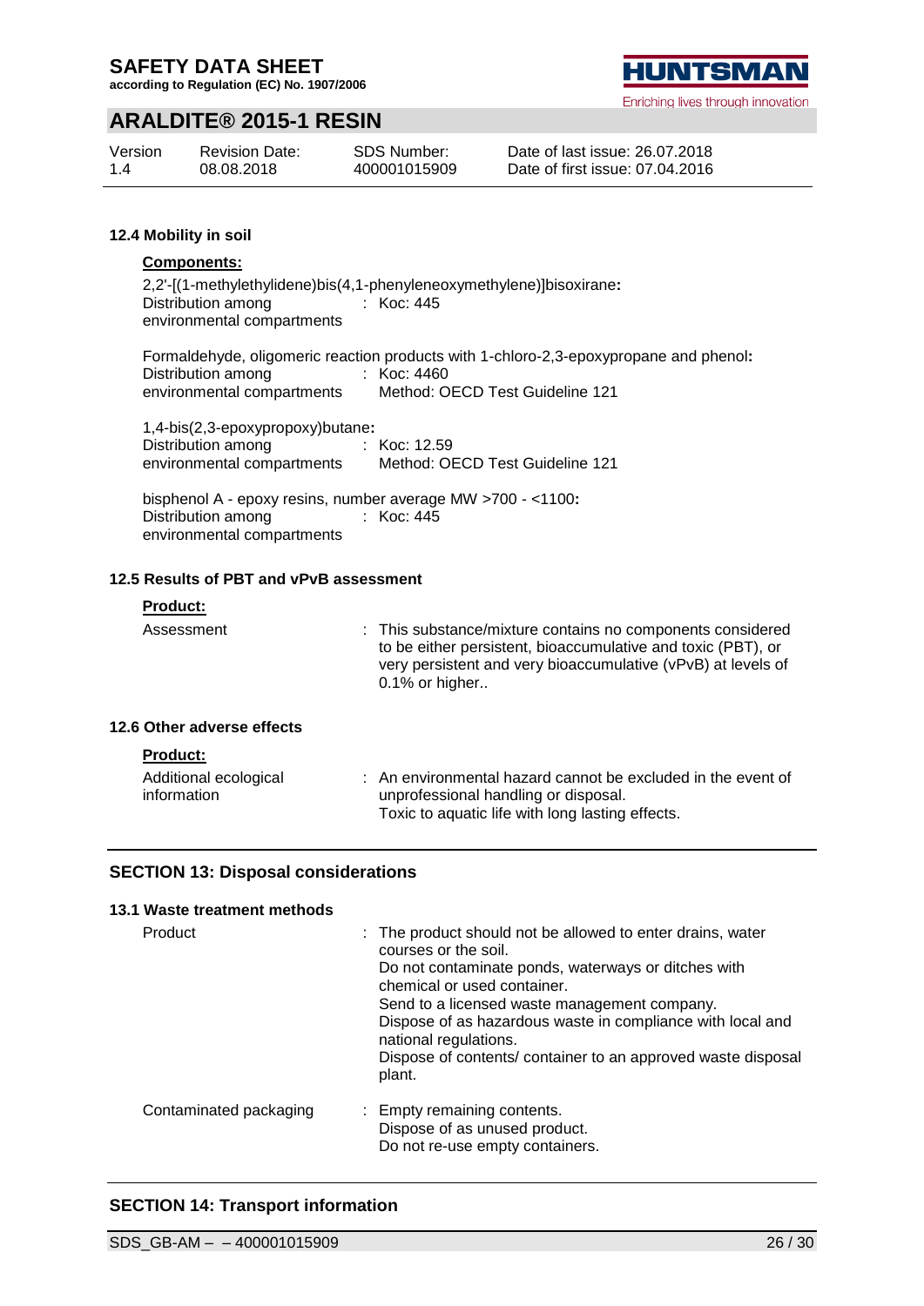### 12.4 Mobility in soil

**Components:**

2,2'-[(1-methylethylidene)bis(4,1-phenyleneoxymethylene)]bisoxirane**:**

| | |
|---|---|
| Distribution among environmental compartments | : Koc: 445 |

Formaldehyde, oligomeric reaction products with 1-chloro-2,3-epoxypropane and phenol**:**

| | |
|---|---|
| Distribution among environmental compartments | : Koc: 4460<br>Method: OECD Test Guideline 121 |

1,4-bis(2,3-epoxypropoxy)butane**:**

| | |
|---|---|
| Distribution among environmental compartments | : Koc: 12.59<br>Method: OECD Test Guideline 121 |

bisphenol A - epoxy resins, number average MW >700 - <1100**:**

| | |
|---|---|
| Distribution among environmental compartments | : Koc: 445 |

### 12.5 Results of PBT and vPvB assessment

**Product:**

| | |
|---|---|
| Assessment | : This substance/mixture contains no components considered to be either persistent, bioaccumulative and toxic (PBT), or very persistent and very bioaccumulative (vPvB) at levels of 0.1% or higher.. |

### 12.6 Other adverse effects

**Product:**

| | |
|---|---|
| Additional ecological information | : An environmental hazard cannot be excluded in the event of unprofessional handling or disposal.<br>Toxic to aquatic life with long lasting effects. |

## SECTION 13: Disposal considerations

### 13.1 Waste treatment methods

| | |
|---|---|
| Product | : The product should not be allowed to enter drains, water courses or the soil.<br>Do not contaminate ponds, waterways or ditches with chemical or used container.<br>Send to a licensed waste management company.<br>Dispose of as hazardous waste in compliance with local and national regulations.<br>Dispose of contents/ container to an approved waste disposal plant. |
| Contaminated packaging | : Empty remaining contents.<br>Dispose of as unused product.<br>Do not re-use empty containers. |

## SECTION 14: Transport information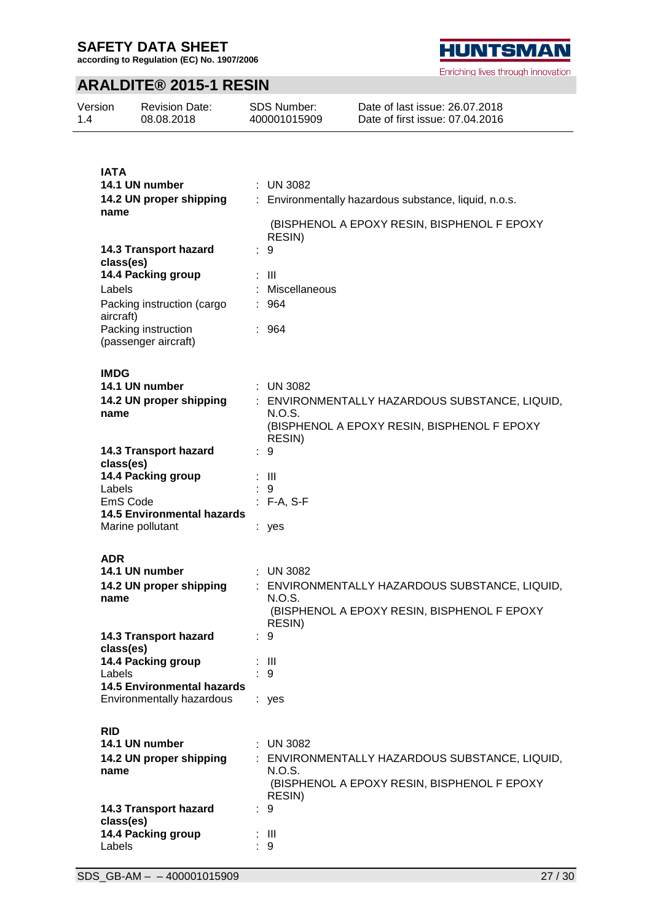**IATA**

| | |
|---|---|
| **14.1 UN number** | : UN 3082 |
| **14.2 UN proper shipping name** | : Environmentally hazardous substance, liquid, n.o.s. (BISPHENOL A EPOXY RESIN, BISPHENOL F EPOXY RESIN) |
| **14.3 Transport hazard class(es)** | : 9 |
| **14.4 Packing group** | : III |
| Labels | : Miscellaneous |
| Packing instruction (cargo aircraft) | : 964 |
| Packing instruction (passenger aircraft) | : 964 |

**IMDG**

| | |
|---|---|
| **14.1 UN number** | : UN 3082 |
| **14.2 UN proper shipping name** | : ENVIRONMENTALLY HAZARDOUS SUBSTANCE, LIQUID, N.O.S. (BISPHENOL A EPOXY RESIN, BISPHENOL F EPOXY RESIN) |
| **14.3 Transport hazard class(es)** | : 9 |
| **14.4 Packing group** | : III |
| Labels | : 9 |
| EmS Code | : F-A, S-F |
| **14.5 Environmental hazards** | |
| Marine pollutant | : yes |

**ADR**

| | |
|---|---|
| **14.1 UN number** | : UN 3082 |
| **14.2 UN proper shipping name** | : ENVIRONMENTALLY HAZARDOUS SUBSTANCE, LIQUID, N.O.S. (BISPHENOL A EPOXY RESIN, BISPHENOL F EPOXY RESIN) |
| **14.3 Transport hazard class(es)** | : 9 |
| **14.4 Packing group** | : III |
| Labels | : 9 |
| **14.5 Environmental hazards** | |
| Environmentally hazardous | : yes |

**RID**

| | |
|---|---|
| **14.1 UN number** | : UN 3082 |
| **14.2 UN proper shipping name** | : ENVIRONMENTALLY HAZARDOUS SUBSTANCE, LIQUID, N.O.S. (BISPHENOL A EPOXY RESIN, BISPHENOL F EPOXY RESIN) |
| **14.3 Transport hazard class(es)** | : 9 |
| **14.4 Packing group** | : III |
| Labels | : 9 |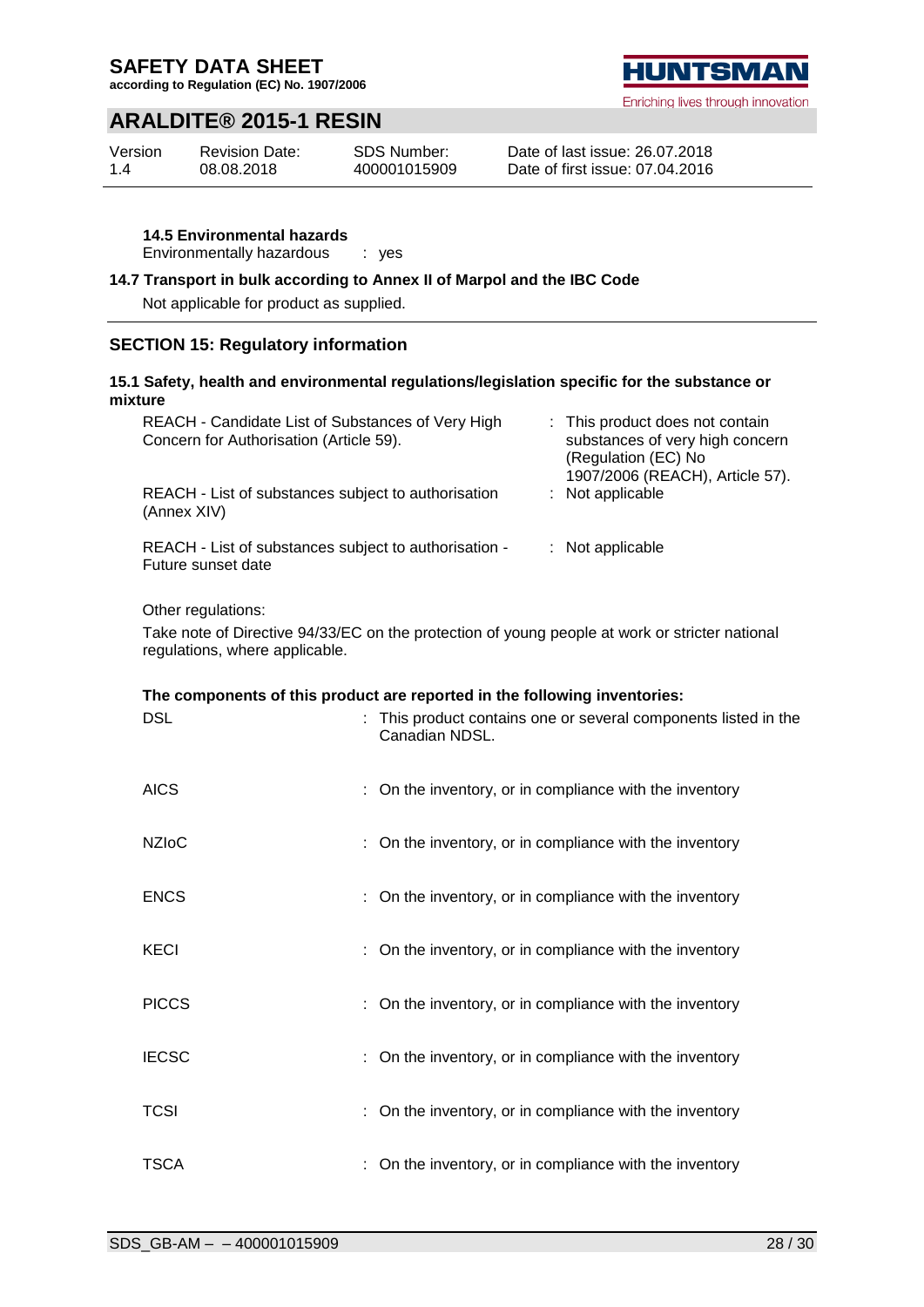**14.5 Environmental hazards**

Environmentally hazardous : yes

**14.7 Transport in bulk according to Annex II of Marpol and the IBC Code**

Not applicable for product as supplied.

## SECTION 15: Regulatory information

**15.1 Safety, health and environmental regulations/legislation specific for the substance or mixture**

| | |
|---|---|
| REACH - Candidate List of Substances of Very High Concern for Authorisation (Article 59). | : This product does not contain substances of very high concern (Regulation (EC) No 1907/2006 (REACH), Article 57). |
| REACH - List of substances subject to authorisation (Annex XIV) | : Not applicable |
| REACH - List of substances subject to authorisation - Future sunset date | : Not applicable |

Other regulations:

Take note of Directive 94/33/EC on the protection of young people at work or stricter national regulations, where applicable.

**The components of this product are reported in the following inventories:**

| | |
|---|---|
| DSL | : This product contains one or several components listed in the Canadian NDSL. |
| AICS | : On the inventory, or in compliance with the inventory |
| NZIoC | : On the inventory, or in compliance with the inventory |
| ENCS | : On the inventory, or in compliance with the inventory |
| KECI | : On the inventory, or in compliance with the inventory |
| PICCS | : On the inventory, or in compliance with the inventory |
| IECSC | : On the inventory, or in compliance with the inventory |
| TCSI | : On the inventory, or in compliance with the inventory |
| TSCA | : On the inventory, or in compliance with the inventory |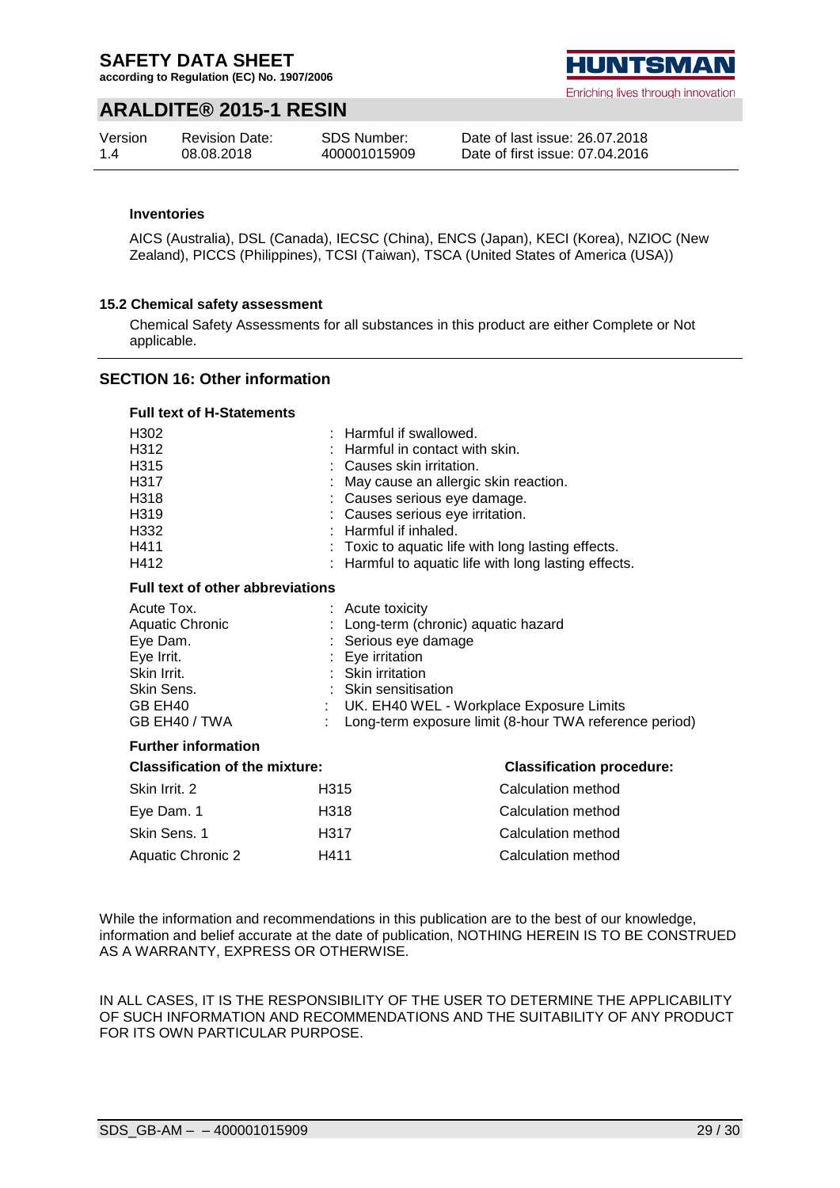### Inventories

AICS (Australia), DSL (Canada), IECSC (China), ENCS (Japan), KECI (Korea), NZIOC (New Zealand), PICCS (Philippines), TCSI (Taiwan), TSCA (United States of America (USA))

### 15.2 Chemical safety assessment

Chemical Safety Assessments for all substances in this product are either Complete or Not applicable.

## SECTION 16: Other information

### Full text of H-Statements

| | |
|---|---|
| H302 | : Harmful if swallowed. |
| H312 | : Harmful in contact with skin. |
| H315 | : Causes skin irritation. |
| H317 | : May cause an allergic skin reaction. |
| H318 | : Causes serious eye damage. |
| H319 | : Causes serious eye irritation. |
| H332 | : Harmful if inhaled. |
| H411 | : Toxic to aquatic life with long lasting effects. |
| H412 | : Harmful to aquatic life with long lasting effects. |

### Full text of other abbreviations

| | |
|---|---|
| Acute Tox. | : Acute toxicity |
| Aquatic Chronic | : Long-term (chronic) aquatic hazard |
| Eye Dam. | : Serious eye damage |
| Eye Irrit. | : Eye irritation |
| Skin Irrit. | : Skin irritation |
| Skin Sens. | : Skin sensitisation |
| GB EH40 | : UK. EH40 WEL - Workplace Exposure Limits |
| GB EH40 / TWA | : Long-term exposure limit (8-hour TWA reference period) |

### Further information

| Classification of the mixture: | | Classification procedure: |
|---|---|---|
| Skin Irrit. 2 | H315 | Calculation method |
| Eye Dam. 1 | H318 | Calculation method |
| Skin Sens. 1 | H317 | Calculation method |
| Aquatic Chronic 2 | H411 | Calculation method |

While the information and recommendations in this publication are to the best of our knowledge, information and belief accurate at the date of publication, NOTHING HEREIN IS TO BE CONSTRUED AS A WARRANTY, EXPRESS OR OTHERWISE.

IN ALL CASES, IT IS THE RESPONSIBILITY OF THE USER TO DETERMINE THE APPLICABILITY OF SUCH INFORMATION AND RECOMMENDATIONS AND THE SUITABILITY OF ANY PRODUCT FOR ITS OWN PARTICULAR PURPOSE.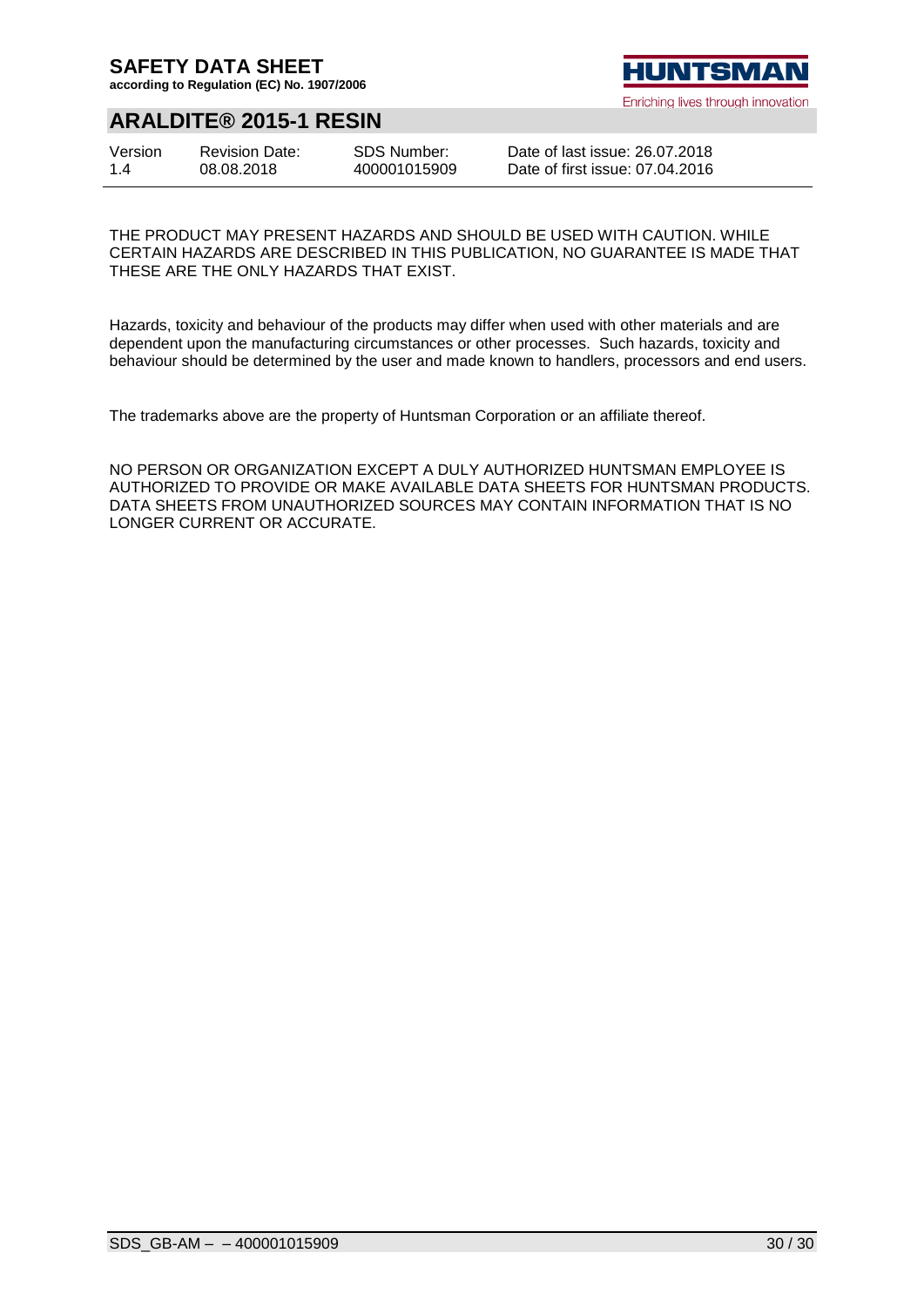THE PRODUCT MAY PRESENT HAZARDS AND SHOULD BE USED WITH CAUTION. WHILE CERTAIN HAZARDS ARE DESCRIBED IN THIS PUBLICATION, NO GUARANTEE IS MADE THAT THESE ARE THE ONLY HAZARDS THAT EXIST.

Hazards, toxicity and behaviour of the products may differ when used with other materials and are dependent upon the manufacturing circumstances or other processes. Such hazards, toxicity and behaviour should be determined by the user and made known to handlers, processors and end users.

The trademarks above are the property of Huntsman Corporation or an affiliate thereof.

NO PERSON OR ORGANIZATION EXCEPT A DULY AUTHORIZED HUNTSMAN EMPLOYEE IS AUTHORIZED TO PROVIDE OR MAKE AVAILABLE DATA SHEETS FOR HUNTSMAN PRODUCTS. DATA SHEETS FROM UNAUTHORIZED SOURCES MAY CONTAIN INFORMATION THAT IS NO LONGER CURRENT OR ACCURATE.